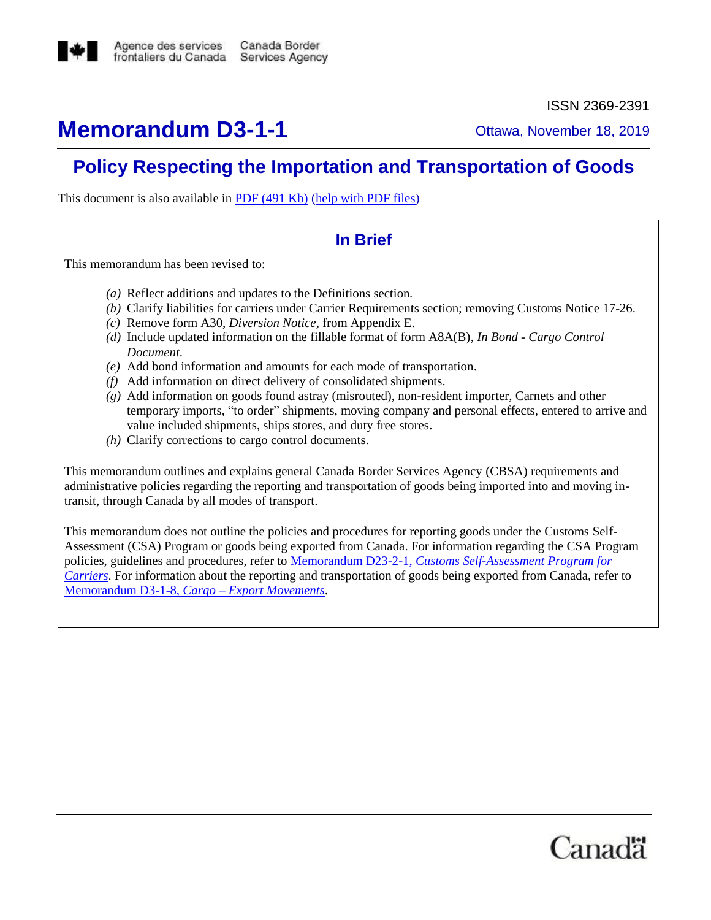ISSN 2369-2391

# Memorandum D3-1-1

Ottawa, November 18, 2019

## Policy Respecting the Importation and Transportation of Goods

This document is also available in PDF (491 Kb) (help with PDF files)

### In Brief

This memorandum has been revised to:

*(a)* Reflect additions and updates to the Definitions section.
*(b)* Clarify liabilities for carriers under Carrier Requirements section; removing Customs Notice 17-26.
*(c)* Remove form A30, *Diversion Notice*, from Appendix E.
*(d)* Include updated information on the fillable format of form A8A(B), *In Bond - Cargo Control Document*.
*(e)* Add bond information and amounts for each mode of transportation.
*(f)* Add information on direct delivery of consolidated shipments.
*(g)* Add information on goods found astray (misrouted), non-resident importer, Carnets and other temporary imports, "to order" shipments, moving company and personal effects, entered to arrive and value included shipments, ships stores, and duty free stores.
*(h)* Clarify corrections to cargo control documents.

This memorandum outlines and explains general Canada Border Services Agency (CBSA) requirements and administrative policies regarding the reporting and transportation of goods being imported into and moving in-transit, through Canada by all modes of transport.

This memorandum does not outline the policies and procedures for reporting goods under the Customs Self-Assessment (CSA) Program or goods being exported from Canada. For information regarding the CSA Program policies, guidelines and procedures, refer to Memorandum D23-2-1, *Customs Self-Assessment Program for Carriers*. For information about the reporting and transportation of goods being exported from Canada, refer to Memorandum D3-1-8, *Cargo – Export Movements*.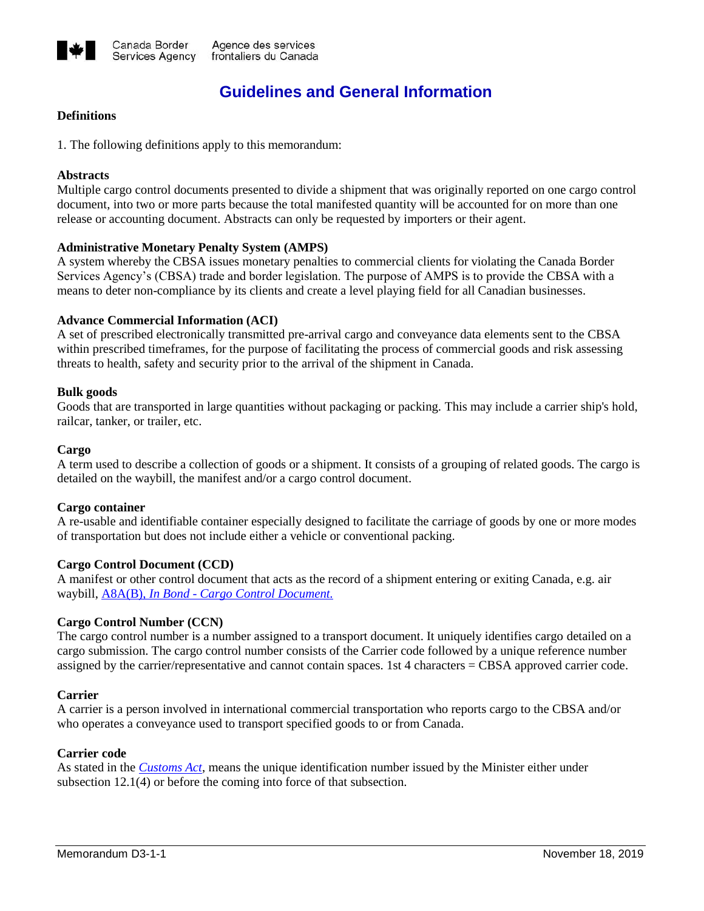# Guidelines and General Information

## Definitions

1. The following definitions apply to this memorandum:

**Abstracts**
Multiple cargo control documents presented to divide a shipment that was originally reported on one cargo control document, into two or more parts because the total manifested quantity will be accounted for on more than one release or accounting document. Abstracts can only be requested by importers or their agent.

**Administrative Monetary Penalty System (AMPS)**
A system whereby the CBSA issues monetary penalties to commercial clients for violating the Canada Border Services Agency's (CBSA) trade and border legislation. The purpose of AMPS is to provide the CBSA with a means to deter non-compliance by its clients and create a level playing field for all Canadian businesses.

**Advance Commercial Information (ACI)**
A set of prescribed electronically transmitted pre-arrival cargo and conveyance data elements sent to the CBSA within prescribed timeframes, for the purpose of facilitating the process of commercial goods and risk assessing threats to health, safety and security prior to the arrival of the shipment in Canada.

**Bulk goods**
Goods that are transported in large quantities without packaging or packing. This may include a carrier ship's hold, railcar, tanker, or trailer, etc.

**Cargo**
A term used to describe a collection of goods or a shipment. It consists of a grouping of related goods. The cargo is detailed on the waybill, the manifest and/or a cargo control document.

**Cargo container**
A re-usable and identifiable container especially designed to facilitate the carriage of goods by one or more modes of transportation but does not include either a vehicle or conventional packing.

**Cargo Control Document (CCD)**
A manifest or other control document that acts as the record of a shipment entering or exiting Canada, e.g. air waybill, A8A(B), *In Bond - Cargo Control Document.*

**Cargo Control Number (CCN)**
The cargo control number is a number assigned to a transport document. It uniquely identifies cargo detailed on a cargo submission. The cargo control number consists of the Carrier code followed by a unique reference number assigned by the carrier/representative and cannot contain spaces. 1st 4 characters = CBSA approved carrier code.

**Carrier**
A carrier is a person involved in international commercial transportation who reports cargo to the CBSA and/or who operates a conveyance used to transport specified goods to or from Canada.

**Carrier code**
As stated in the *Customs Act*, means the unique identification number issued by the Minister either under subsection 12.1(4) or before the coming into force of that subsection.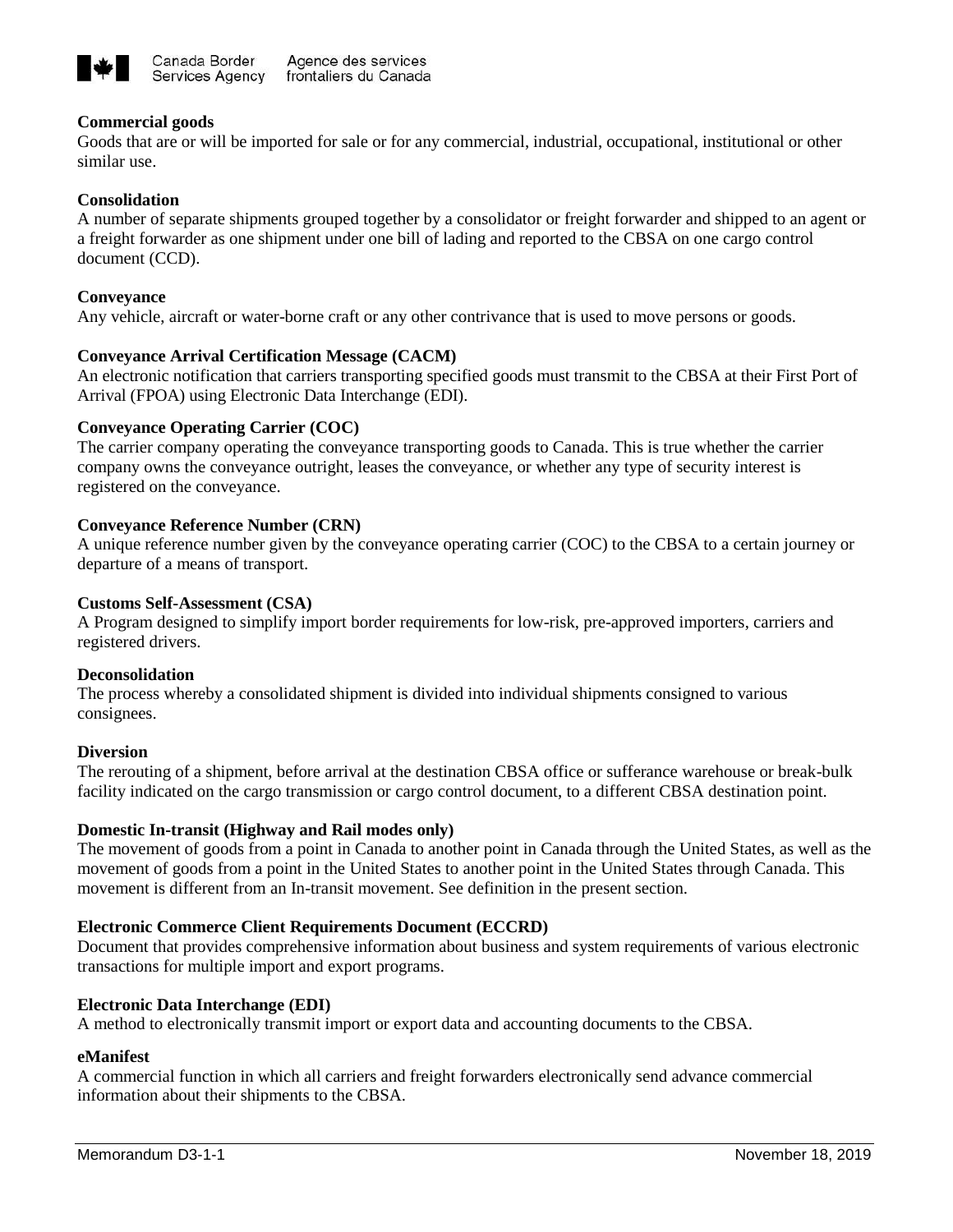**Commercial goods**
Goods that are or will be imported for sale or for any commercial, industrial, occupational, institutional or other similar use.

**Consolidation**
A number of separate shipments grouped together by a consolidator or freight forwarder and shipped to an agent or a freight forwarder as one shipment under one bill of lading and reported to the CBSA on one cargo control document (CCD).

**Conveyance**
Any vehicle, aircraft or water-borne craft or any other contrivance that is used to move persons or goods.

**Conveyance Arrival Certification Message (CACM)**
An electronic notification that carriers transporting specified goods must transmit to the CBSA at their First Port of Arrival (FPOA) using Electronic Data Interchange (EDI).

**Conveyance Operating Carrier (COC)**
The carrier company operating the conveyance transporting goods to Canada. This is true whether the carrier company owns the conveyance outright, leases the conveyance, or whether any type of security interest is registered on the conveyance.

**Conveyance Reference Number (CRN)**
A unique reference number given by the conveyance operating carrier (COC) to the CBSA to a certain journey or departure of a means of transport.

**Customs Self-Assessment (CSA)**
A Program designed to simplify import border requirements for low-risk, pre-approved importers, carriers and registered drivers.

**Deconsolidation**
The process whereby a consolidated shipment is divided into individual shipments consigned to various consignees.

**Diversion**
The rerouting of a shipment, before arrival at the destination CBSA office or sufferance warehouse or break-bulk facility indicated on the cargo transmission or cargo control document, to a different CBSA destination point.

**Domestic In-transit (Highway and Rail modes only)**
The movement of goods from a point in Canada to another point in Canada through the United States, as well as the movement of goods from a point in the United States to another point in the United States through Canada. This movement is different from an In-transit movement. See definition in the present section.

**Electronic Commerce Client Requirements Document (ECCRD)**
Document that provides comprehensive information about business and system requirements of various electronic transactions for multiple import and export programs.

**Electronic Data Interchange (EDI)**
A method to electronically transmit import or export data and accounting documents to the CBSA.

**eManifest**
A commercial function in which all carriers and freight forwarders electronically send advance commercial information about their shipments to the CBSA.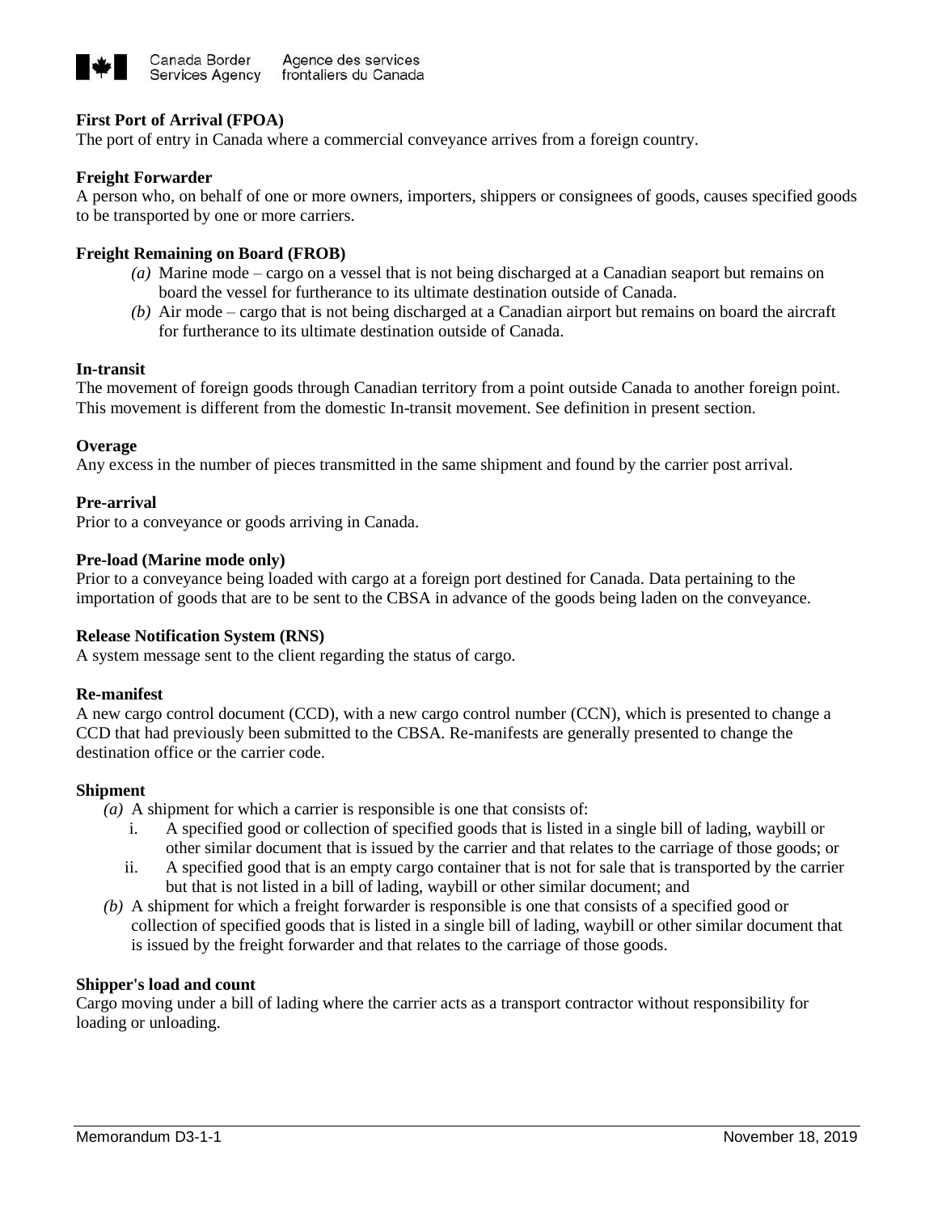**First Port of Arrival (FPOA)**
The port of entry in Canada where a commercial conveyance arrives from a foreign country.

**Freight Forwarder**
A person who, on behalf of one or more owners, importers, shippers or consignees of goods, causes specified goods to be transported by one or more carriers.

**Freight Remaining on Board (FROB)**

- *(a)* Marine mode – cargo on a vessel that is not being discharged at a Canadian seaport but remains on board the vessel for furtherance to its ultimate destination outside of Canada.
- *(b)* Air mode – cargo that is not being discharged at a Canadian airport but remains on board the aircraft for furtherance to its ultimate destination outside of Canada.

**In-transit**
The movement of foreign goods through Canadian territory from a point outside Canada to another foreign point. This movement is different from the domestic In-transit movement. See definition in present section.

**Overage**
Any excess in the number of pieces transmitted in the same shipment and found by the carrier post arrival.

**Pre-arrival**
Prior to a conveyance or goods arriving in Canada.

**Pre-load (Marine mode only)**
Prior to a conveyance being loaded with cargo at a foreign port destined for Canada. Data pertaining to the importation of goods that are to be sent to the CBSA in advance of the goods being laden on the conveyance.

**Release Notification System (RNS)**
A system message sent to the client regarding the status of cargo.

**Re-manifest**
A new cargo control document (CCD), with a new cargo control number (CCN), which is presented to change a CCD that had previously been submitted to the CBSA. Re-manifests are generally presented to change the destination office or the carrier code.

**Shipment**

- *(a)* A shipment for which a carrier is responsible is one that consists of:
  - i. A specified good or collection of specified goods that is listed in a single bill of lading, waybill or other similar document that is issued by the carrier and that relates to the carriage of those goods; or
  - ii. A specified good that is an empty cargo container that is not for sale that is transported by the carrier but that is not listed in a bill of lading, waybill or other similar document; and
- *(b)* A shipment for which a freight forwarder is responsible is one that consists of a specified good or collection of specified goods that is listed in a single bill of lading, waybill or other similar document that is issued by the freight forwarder and that relates to the carriage of those goods.

**Shipper's load and count**
Cargo moving under a bill of lading where the carrier acts as a transport contractor without responsibility for loading or unloading.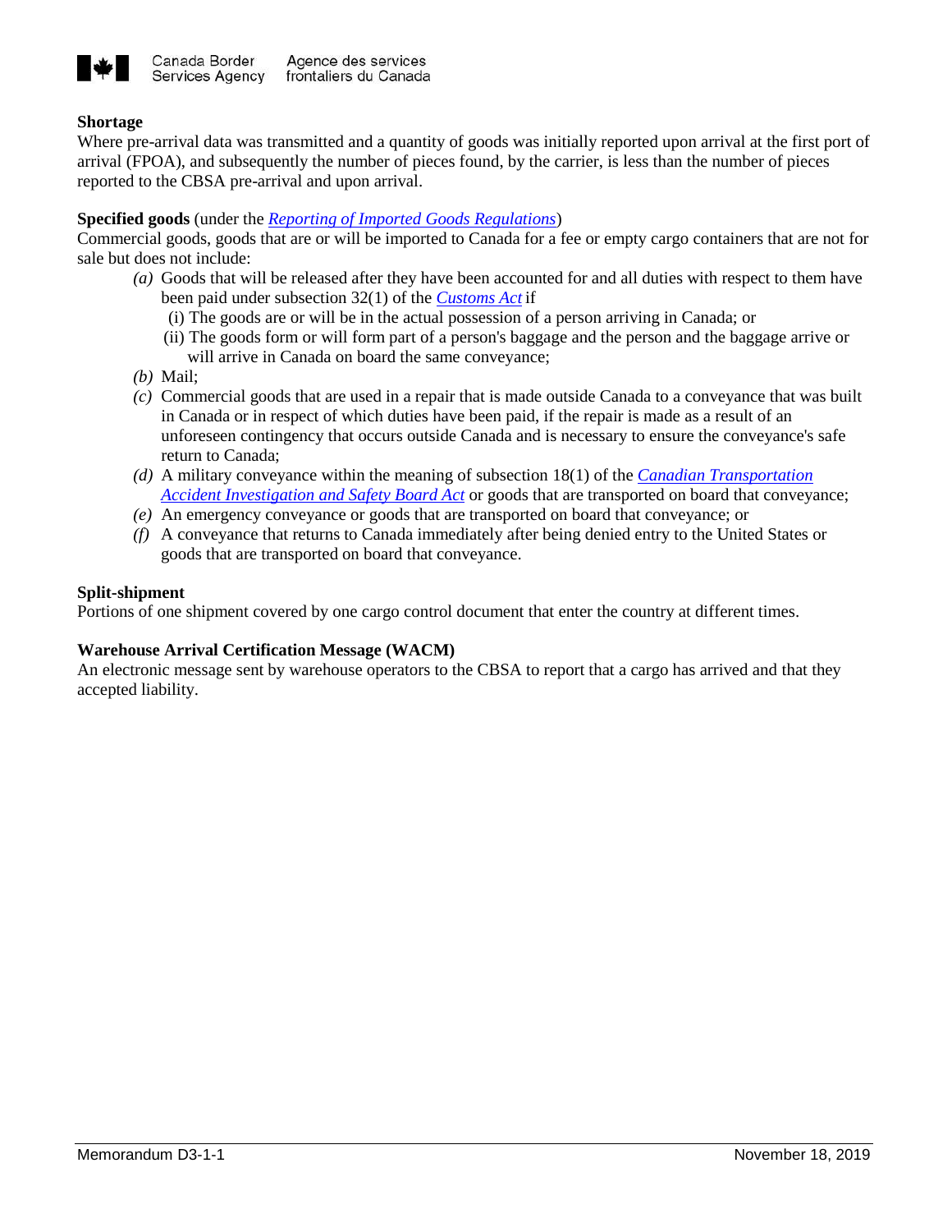**Shortage**
Where pre-arrival data was transmitted and a quantity of goods was initially reported upon arrival at the first port of arrival (FPOA), and subsequently the number of pieces found, by the carrier, is less than the number of pieces reported to the CBSA pre-arrival and upon arrival.

**Specified goods** (under the *Reporting of Imported Goods Regulations*)
Commercial goods, goods that are or will be imported to Canada for a fee or empty cargo containers that are not for sale but does not include:

*(a)* Goods that will be released after they have been accounted for and all duties with respect to them have been paid under subsection 32(1) of the *Customs Act* if
  (i) The goods are or will be in the actual possession of a person arriving in Canada; or
  (ii) The goods form or will form part of a person's baggage and the person and the baggage arrive or will arrive in Canada on board the same conveyance;

*(b)* Mail;

*(c)* Commercial goods that are used in a repair that is made outside Canada to a conveyance that was built in Canada or in respect of which duties have been paid, if the repair is made as a result of an unforeseen contingency that occurs outside Canada and is necessary to ensure the conveyance's safe return to Canada;

*(d)* A military conveyance within the meaning of subsection 18(1) of the *Canadian Transportation Accident Investigation and Safety Board Act* or goods that are transported on board that conveyance;

*(e)* An emergency conveyance or goods that are transported on board that conveyance; or

*(f)* A conveyance that returns to Canada immediately after being denied entry to the United States or goods that are transported on board that conveyance.

**Split-shipment**
Portions of one shipment covered by one cargo control document that enter the country at different times.

**Warehouse Arrival Certification Message (WACM)**
An electronic message sent by warehouse operators to the CBSA to report that a cargo has arrived and that they accepted liability.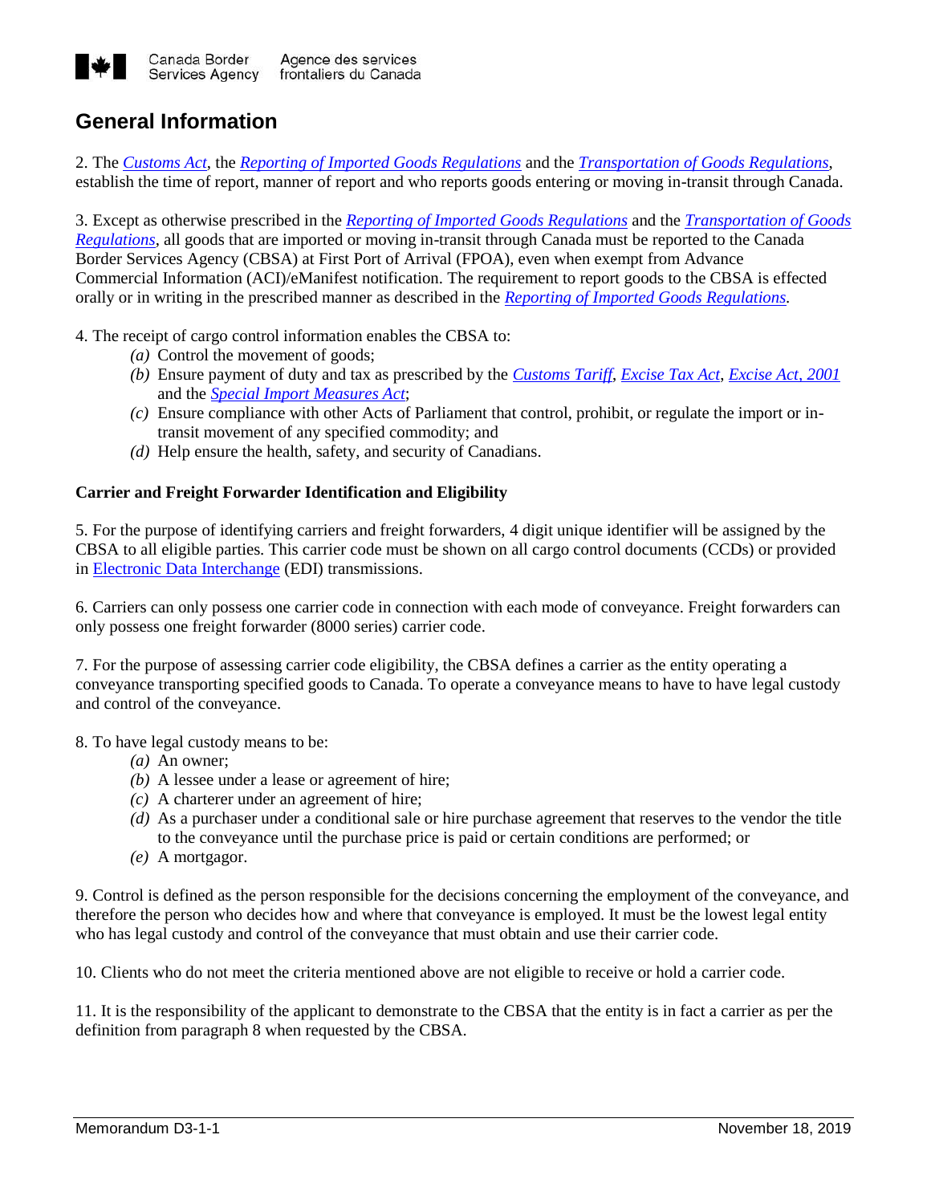## General Information

2. The *Customs Act*, the *Reporting of Imported Goods Regulations* and the *Transportation of Goods Regulations*, establish the time of report, manner of report and who reports goods entering or moving in-transit through Canada.

3. Except as otherwise prescribed in the *Reporting of Imported Goods Regulations* and the *Transportation of Goods Regulations*, all goods that are imported or moving in-transit through Canada must be reported to the Canada Border Services Agency (CBSA) at First Port of Arrival (FPOA), even when exempt from Advance Commercial Information (ACI)/eManifest notification. The requirement to report goods to the CBSA is effected orally or in writing in the prescribed manner as described in the *Reporting of Imported Goods Regulations*.

4. The receipt of cargo control information enables the CBSA to:

- *(a)* Control the movement of goods;
- *(b)* Ensure payment of duty and tax as prescribed by the *Customs Tariff*, *Excise Tax Act*, *Excise Act, 2001* and the *Special Import Measures Act*;
- *(c)* Ensure compliance with other Acts of Parliament that control, prohibit, or regulate the import or in-transit movement of any specified commodity; and
- *(d)* Help ensure the health, safety, and security of Canadians.

**Carrier and Freight Forwarder Identification and Eligibility**

5. For the purpose of identifying carriers and freight forwarders, 4 digit unique identifier will be assigned by the CBSA to all eligible parties. This carrier code must be shown on all cargo control documents (CCDs) or provided in Electronic Data Interchange (EDI) transmissions.

6. Carriers can only possess one carrier code in connection with each mode of conveyance. Freight forwarders can only possess one freight forwarder (8000 series) carrier code.

7. For the purpose of assessing carrier code eligibility, the CBSA defines a carrier as the entity operating a conveyance transporting specified goods to Canada. To operate a conveyance means to have to have legal custody and control of the conveyance.

8. To have legal custody means to be:

- *(a)* An owner;
- *(b)* A lessee under a lease or agreement of hire;
- *(c)* A charterer under an agreement of hire;
- *(d)* As a purchaser under a conditional sale or hire purchase agreement that reserves to the vendor the title to the conveyance until the purchase price is paid or certain conditions are performed; or
- *(e)* A mortgagor.

9. Control is defined as the person responsible for the decisions concerning the employment of the conveyance, and therefore the person who decides how and where that conveyance is employed. It must be the lowest legal entity who has legal custody and control of the conveyance that must obtain and use their carrier code.

10. Clients who do not meet the criteria mentioned above are not eligible to receive or hold a carrier code.

11. It is the responsibility of the applicant to demonstrate to the CBSA that the entity is in fact a carrier as per the definition from paragraph 8 when requested by the CBSA.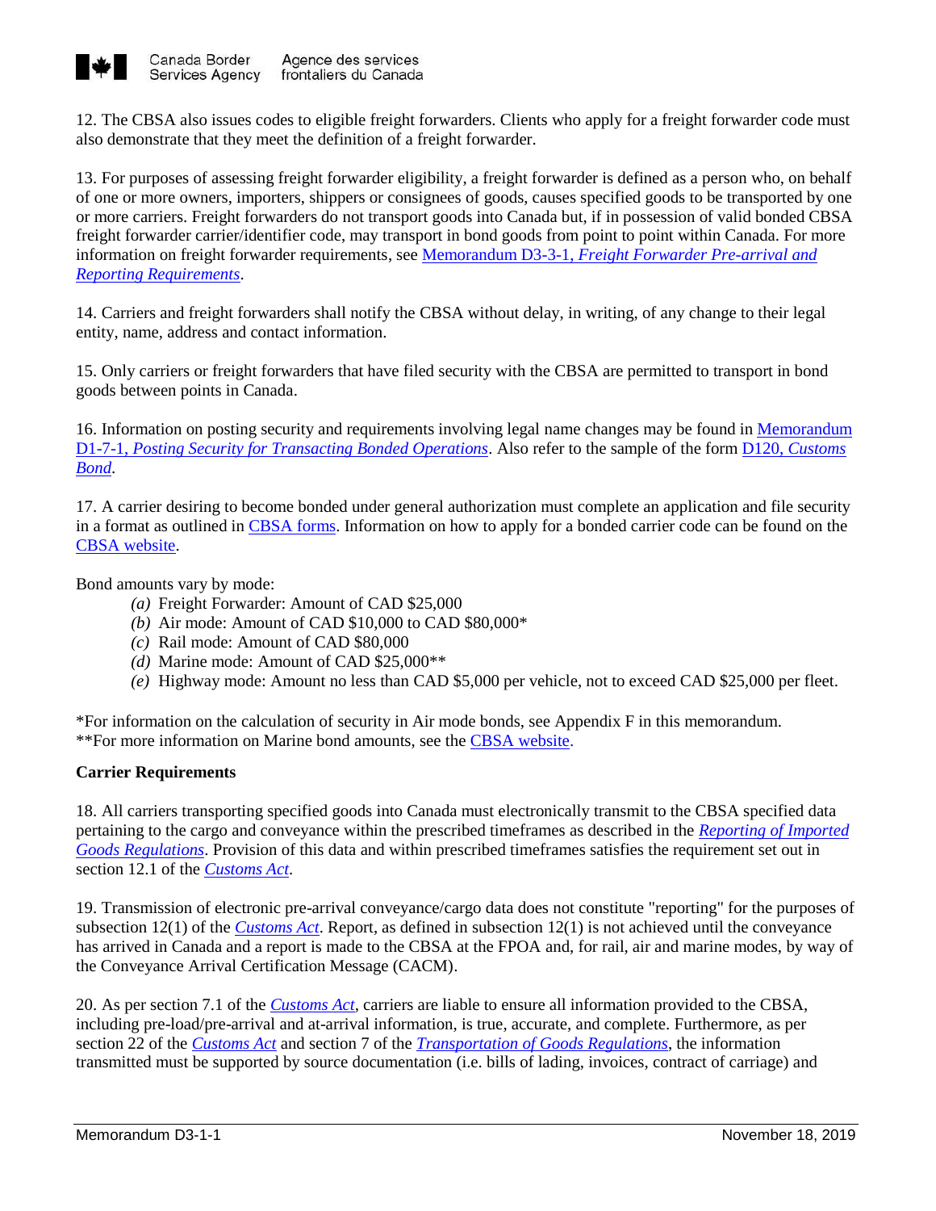12. The CBSA also issues codes to eligible freight forwarders. Clients who apply for a freight forwarder code must also demonstrate that they meet the definition of a freight forwarder.

13. For purposes of assessing freight forwarder eligibility, a freight forwarder is defined as a person who, on behalf of one or more owners, importers, shippers or consignees of goods, causes specified goods to be transported by one or more carriers. Freight forwarders do not transport goods into Canada but, if in possession of valid bonded CBSA freight forwarder carrier/identifier code, may transport in bond goods from point to point within Canada. For more information on freight forwarder requirements, see Memorandum D3-3-1, *Freight Forwarder Pre-arrival and Reporting Requirements*.

14. Carriers and freight forwarders shall notify the CBSA without delay, in writing, of any change to their legal entity, name, address and contact information.

15. Only carriers or freight forwarders that have filed security with the CBSA are permitted to transport in bond goods between points in Canada.

16. Information on posting security and requirements involving legal name changes may be found in Memorandum D1-7-1, *Posting Security for Transacting Bonded Operations*. Also refer to the sample of the form D120, *Customs Bond*.

17. A carrier desiring to become bonded under general authorization must complete an application and file security in a format as outlined in CBSA forms. Information on how to apply for a bonded carrier code can be found on the CBSA website.

Bond amounts vary by mode:

- *(a)* Freight Forwarder: Amount of CAD $25,000
- *(b)* Air mode: Amount of CAD $10,000 to CAD $80,000*
- *(c)* Rail mode: Amount of CAD $80,000
- *(d)* Marine mode: Amount of CAD $25,000**
- *(e)* Highway mode: Amount no less than CAD $5,000 per vehicle, not to exceed CAD $25,000 per fleet.

*For information on the calculation of security in Air mode bonds, see Appendix F in this memorandum.
**For more information on Marine bond amounts, see the CBSA website.

**Carrier Requirements**

18. All carriers transporting specified goods into Canada must electronically transmit to the CBSA specified data pertaining to the cargo and conveyance within the prescribed timeframes as described in the *Reporting of Imported Goods Regulations*. Provision of this data and within prescribed timeframes satisfies the requirement set out in section 12.1 of the *Customs Act*.

19. Transmission of electronic pre-arrival conveyance/cargo data does not constitute "reporting" for the purposes of subsection 12(1) of the *Customs Act*. Report, as defined in subsection 12(1) is not achieved until the conveyance has arrived in Canada and a report is made to the CBSA at the FPOA and, for rail, air and marine modes, by way of the Conveyance Arrival Certification Message (CACM).

20. As per section 7.1 of the *Customs Act*, carriers are liable to ensure all information provided to the CBSA, including pre-load/pre-arrival and at-arrival information, is true, accurate, and complete. Furthermore, as per section 22 of the *Customs Act* and section 7 of the *Transportation of Goods Regulations*, the information transmitted must be supported by source documentation (i.e. bills of lading, invoices, contract of carriage) and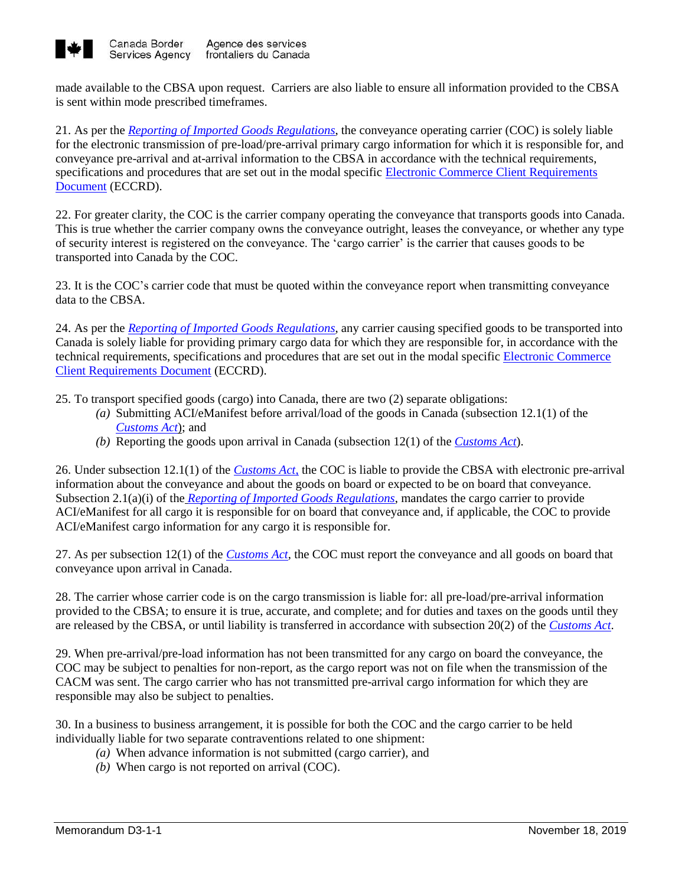made available to the CBSA upon request. Carriers are also liable to ensure all information provided to the CBSA is sent within mode prescribed timeframes.

21. As per the *Reporting of Imported Goods Regulations*, the conveyance operating carrier (COC) is solely liable for the electronic transmission of pre-load/pre-arrival primary cargo information for which it is responsible for, and conveyance pre-arrival and at-arrival information to the CBSA in accordance with the technical requirements, specifications and procedures that are set out in the modal specific Electronic Commerce Client Requirements Document (ECCRD).

22. For greater clarity, the COC is the carrier company operating the conveyance that transports goods into Canada. This is true whether the carrier company owns the conveyance outright, leases the conveyance, or whether any type of security interest is registered on the conveyance. The 'cargo carrier' is the carrier that causes goods to be transported into Canada by the COC.

23. It is the COC's carrier code that must be quoted within the conveyance report when transmitting conveyance data to the CBSA.

24. As per the *Reporting of Imported Goods Regulations*, any carrier causing specified goods to be transported into Canada is solely liable for providing primary cargo data for which they are responsible for, in accordance with the technical requirements, specifications and procedures that are set out in the modal specific Electronic Commerce Client Requirements Document (ECCRD).

25. To transport specified goods (cargo) into Canada, there are two (2) separate obligations:

- *(a)* Submitting ACI/eManifest before arrival/load of the goods in Canada (subsection 12.1(1) of the *Customs Act*); and
- *(b)* Reporting the goods upon arrival in Canada (subsection 12(1) of the *Customs Act*).

26. Under subsection 12.1(1) of the *Customs Act*, the COC is liable to provide the CBSA with electronic pre-arrival information about the conveyance and about the goods on board or expected to be on board that conveyance. Subsection 2.1(a)(i) of the *Reporting of Imported Goods Regulations*, mandates the cargo carrier to provide ACI/eManifest for all cargo it is responsible for on board that conveyance and, if applicable, the COC to provide ACI/eManifest cargo information for any cargo it is responsible for.

27. As per subsection 12(1) of the *Customs Act*, the COC must report the conveyance and all goods on board that conveyance upon arrival in Canada.

28. The carrier whose carrier code is on the cargo transmission is liable for: all pre-load/pre-arrival information provided to the CBSA; to ensure it is true, accurate, and complete; and for duties and taxes on the goods until they are released by the CBSA, or until liability is transferred in accordance with subsection 20(2) of the *Customs Act*.

29. When pre-arrival/pre-load information has not been transmitted for any cargo on board the conveyance, the COC may be subject to penalties for non-report, as the cargo report was not on file when the transmission of the CACM was sent. The cargo carrier who has not transmitted pre-arrival cargo information for which they are responsible may also be subject to penalties.

30. In a business to business arrangement, it is possible for both the COC and the cargo carrier to be held individually liable for two separate contraventions related to one shipment:

- *(a)* When advance information is not submitted (cargo carrier), and
- *(b)* When cargo is not reported on arrival (COC).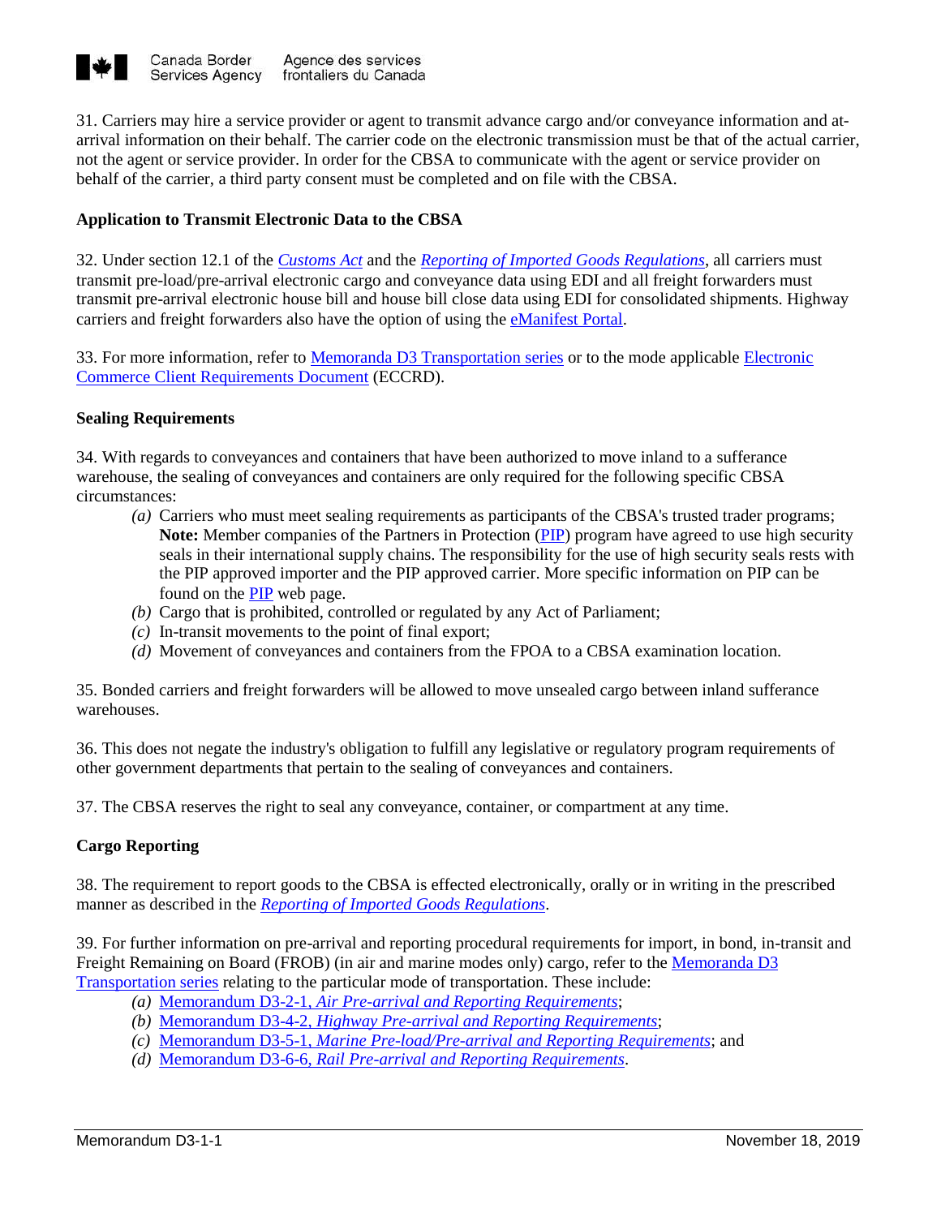31. Carriers may hire a service provider or agent to transmit advance cargo and/or conveyance information and at-arrival information on their behalf. The carrier code on the electronic transmission must be that of the actual carrier, not the agent or service provider. In order for the CBSA to communicate with the agent or service provider on behalf of the carrier, a third party consent must be completed and on file with the CBSA.

**Application to Transmit Electronic Data to the CBSA**

32. Under section 12.1 of the *Customs Act* and the *Reporting of Imported Goods Regulations*, all carriers must transmit pre-load/pre-arrival electronic cargo and conveyance data using EDI and all freight forwarders must transmit pre-arrival electronic house bill and house bill close data using EDI for consolidated shipments. Highway carriers and freight forwarders also have the option of using the eManifest Portal.

33. For more information, refer to Memoranda D3 Transportation series or to the mode applicable Electronic Commerce Client Requirements Document (ECCRD).

**Sealing Requirements**

34. With regards to conveyances and containers that have been authorized to move inland to a sufferance warehouse, the sealing of conveyances and containers are only required for the following specific CBSA circumstances:

(a) Carriers who must meet sealing requirements as participants of the CBSA's trusted trader programs;
**Note:** Member companies of the Partners in Protection (PIP) program have agreed to use high security seals in their international supply chains. The responsibility for the use of high security seals rests with the PIP approved importer and the PIP approved carrier. More specific information on PIP can be found on the PIP web page.
(b) Cargo that is prohibited, controlled or regulated by any Act of Parliament;
(c) In-transit movements to the point of final export;
(d) Movement of conveyances and containers from the FPOA to a CBSA examination location.

35. Bonded carriers and freight forwarders will be allowed to move unsealed cargo between inland sufferance warehouses.

36. This does not negate the industry's obligation to fulfill any legislative or regulatory program requirements of other government departments that pertain to the sealing of conveyances and containers.

37. The CBSA reserves the right to seal any conveyance, container, or compartment at any time.

**Cargo Reporting**

38. The requirement to report goods to the CBSA is effected electronically, orally or in writing in the prescribed manner as described in the *Reporting of Imported Goods Regulations*.

39. For further information on pre-arrival and reporting procedural requirements for import, in bond, in-transit and Freight Remaining on Board (FROB) (in air and marine modes only) cargo, refer to the Memoranda D3 Transportation series relating to the particular mode of transportation. These include:

(a) Memorandum D3-2-1, *Air Pre-arrival and Reporting Requirements*;
(b) Memorandum D3-4-2, *Highway Pre-arrival and Reporting Requirements*;
(c) Memorandum D3-5-1, *Marine Pre-load/Pre-arrival and Reporting Requirements*; and
(d) Memorandum D3-6-6, *Rail Pre-arrival and Reporting Requirements*.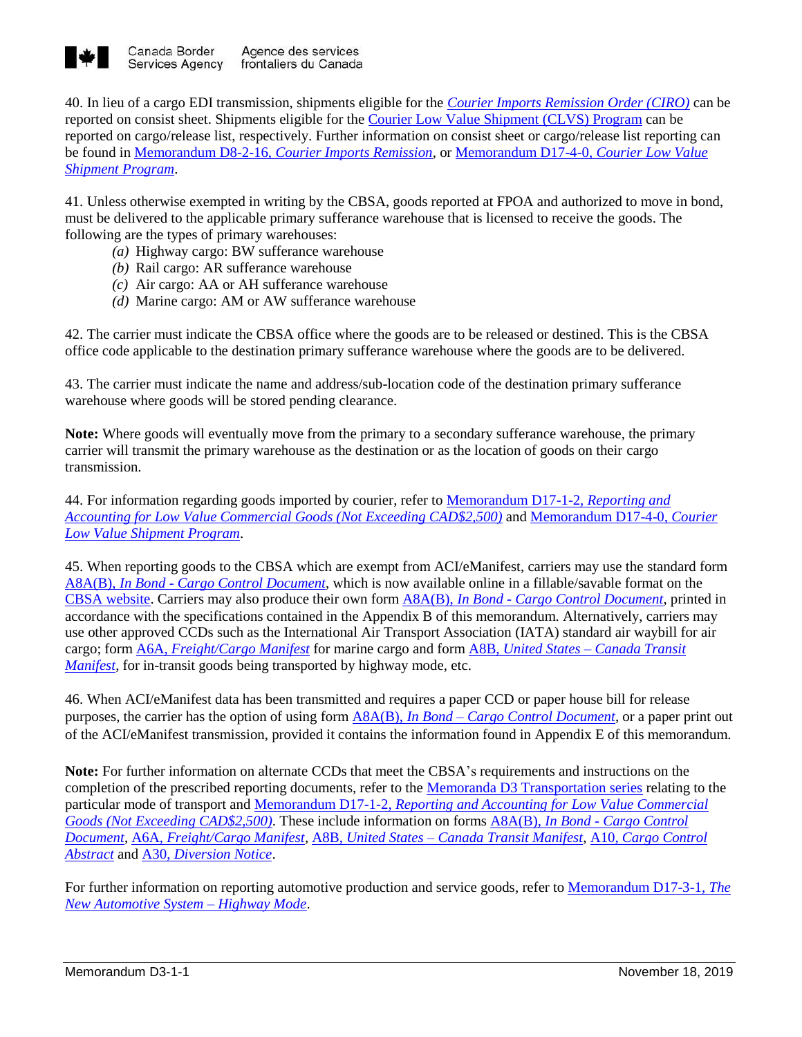40. In lieu of a cargo EDI transmission, shipments eligible for the *Courier Imports Remission Order (CIRO)* can be reported on consist sheet. Shipments eligible for the Courier Low Value Shipment (CLVS) Program can be reported on cargo/release list, respectively. Further information on consist sheet or cargo/release list reporting can be found in Memorandum D8-2-16, *Courier Imports Remission*, or Memorandum D17-4-0, *Courier Low Value Shipment Program*.

41. Unless otherwise exempted in writing by the CBSA, goods reported at FPOA and authorized to move in bond, must be delivered to the applicable primary sufferance warehouse that is licensed to receive the goods. The following are the types of primary warehouses:

- *(a)* Highway cargo: BW sufferance warehouse
- *(b)* Rail cargo: AR sufferance warehouse
- *(c)* Air cargo: AA or AH sufferance warehouse
- *(d)* Marine cargo: AM or AW sufferance warehouse

42. The carrier must indicate the CBSA office where the goods are to be released or destined. This is the CBSA office code applicable to the destination primary sufferance warehouse where the goods are to be delivered.

43. The carrier must indicate the name and address/sub-location code of the destination primary sufferance warehouse where goods will be stored pending clearance.

**Note:** Where goods will eventually move from the primary to a secondary sufferance warehouse, the primary carrier will transmit the primary warehouse as the destination or as the location of goods on their cargo transmission.

44. For information regarding goods imported by courier, refer to Memorandum D17-1-2, *Reporting and Accounting for Low Value Commercial Goods (Not Exceeding CAD$2,500)* and Memorandum D17-4-0, *Courier Low Value Shipment Program*.

45. When reporting goods to the CBSA which are exempt from ACI/eManifest, carriers may use the standard form A8A(B), *In Bond - Cargo Control Document*, which is now available online in a fillable/savable format on the CBSA website. Carriers may also produce their own form A8A(B), *In Bond - Cargo Control Document*, printed in accordance with the specifications contained in the Appendix B of this memorandum. Alternatively, carriers may use other approved CCDs such as the International Air Transport Association (IATA) standard air waybill for air cargo; form A6A, *Freight/Cargo Manifest* for marine cargo and form A8B, *United States – Canada Transit Manifest*, for in-transit goods being transported by highway mode, etc.

46. When ACI/eManifest data has been transmitted and requires a paper CCD or paper house bill for release purposes, the carrier has the option of using form A8A(B), *In Bond – Cargo Control Document*, or a paper print out of the ACI/eManifest transmission, provided it contains the information found in Appendix E of this memorandum.

**Note:** For further information on alternate CCDs that meet the CBSA's requirements and instructions on the completion of the prescribed reporting documents, refer to the Memoranda D3 Transportation series relating to the particular mode of transport and Memorandum D17-1-2, *Reporting and Accounting for Low Value Commercial Goods (Not Exceeding CAD$2,500)*. These include information on forms A8A(B), *In Bond - Cargo Control Document*, A6A, *Freight/Cargo Manifest*, A8B, *United States – Canada Transit Manifest*, A10, *Cargo Control Abstract* and A30, *Diversion Notice*.

For further information on reporting automotive production and service goods, refer to Memorandum D17-3-1, *The New Automotive System – Highway Mode*.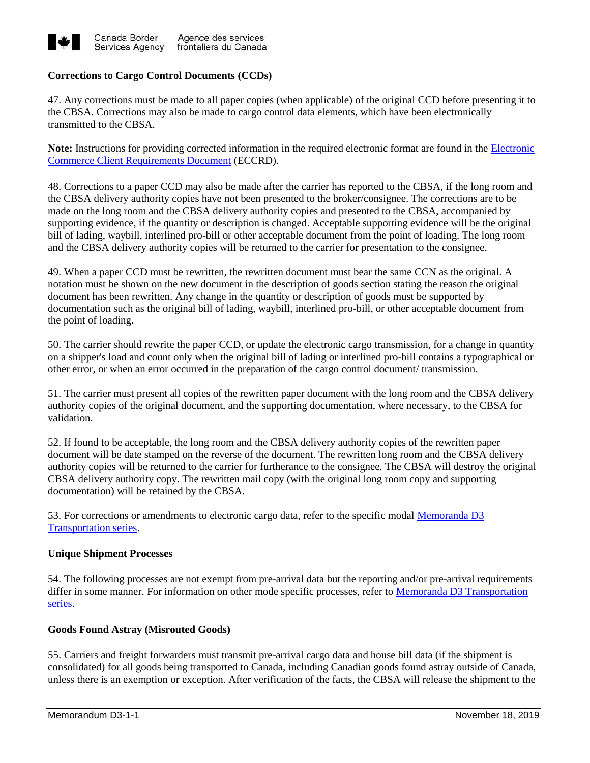**Corrections to Cargo Control Documents (CCDs)**

47. Any corrections must be made to all paper copies (when applicable) of the original CCD before presenting it to the CBSA. Corrections may also be made to cargo control data elements, which have been electronically transmitted to the CBSA.

**Note:** Instructions for providing corrected information in the required electronic format are found in the Electronic Commerce Client Requirements Document (ECCRD).

48. Corrections to a paper CCD may also be made after the carrier has reported to the CBSA, if the long room and the CBSA delivery authority copies have not been presented to the broker/consignee. The corrections are to be made on the long room and the CBSA delivery authority copies and presented to the CBSA, accompanied by supporting evidence, if the quantity or description is changed. Acceptable supporting evidence will be the original bill of lading, waybill, interlined pro-bill or other acceptable document from the point of loading. The long room and the CBSA delivery authority copies will be returned to the carrier for presentation to the consignee.

49. When a paper CCD must be rewritten, the rewritten document must bear the same CCN as the original. A notation must be shown on the new document in the description of goods section stating the reason the original document has been rewritten. Any change in the quantity or description of goods must be supported by documentation such as the original bill of lading, waybill, interlined pro-bill, or other acceptable document from the point of loading.

50. The carrier should rewrite the paper CCD, or update the electronic cargo transmission, for a change in quantity on a shipper's load and count only when the original bill of lading or interlined pro-bill contains a typographical or other error, or when an error occurred in the preparation of the cargo control document/ transmission.

51. The carrier must present all copies of the rewritten paper document with the long room and the CBSA delivery authority copies of the original document, and the supporting documentation, where necessary, to the CBSA for validation.

52. If found to be acceptable, the long room and the CBSA delivery authority copies of the rewritten paper document will be date stamped on the reverse of the document. The rewritten long room and the CBSA delivery authority copies will be returned to the carrier for furtherance to the consignee. The CBSA will destroy the original CBSA delivery authority copy. The rewritten mail copy (with the original long room copy and supporting documentation) will be retained by the CBSA.

53. For corrections or amendments to electronic cargo data, refer to the specific modal Memoranda D3 Transportation series.

**Unique Shipment Processes**

54. The following processes are not exempt from pre-arrival data but the reporting and/or pre-arrival requirements differ in some manner. For information on other mode specific processes, refer to Memoranda D3 Transportation series.

**Goods Found Astray (Misrouted Goods)**

55. Carriers and freight forwarders must transmit pre-arrival cargo data and house bill data (if the shipment is consolidated) for all goods being transported to Canada, including Canadian goods found astray outside of Canada, unless there is an exemption or exception. After verification of the facts, the CBSA will release the shipment to the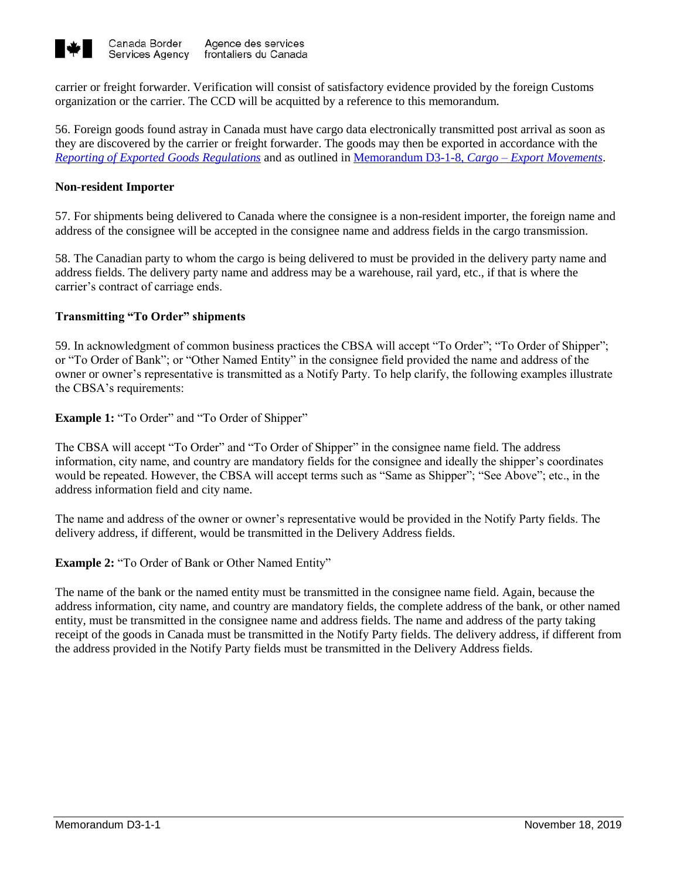carrier or freight forwarder. Verification will consist of satisfactory evidence provided by the foreign Customs organization or the carrier. The CCD will be acquitted by a reference to this memorandum.

56. Foreign goods found astray in Canada must have cargo data electronically transmitted post arrival as soon as they are discovered by the carrier or freight forwarder. The goods may then be exported in accordance with the *Reporting of Exported Goods Regulations* and as outlined in Memorandum D3-1-8, *Cargo – Export Movements*.

**Non-resident Importer**

57. For shipments being delivered to Canada where the consignee is a non-resident importer, the foreign name and address of the consignee will be accepted in the consignee name and address fields in the cargo transmission.

58. The Canadian party to whom the cargo is being delivered to must be provided in the delivery party name and address fields. The delivery party name and address may be a warehouse, rail yard, etc., if that is where the carrier's contract of carriage ends.

**Transmitting "To Order" shipments**

59. In acknowledgment of common business practices the CBSA will accept "To Order"; "To Order of Shipper"; or "To Order of Bank"; or "Other Named Entity" in the consignee field provided the name and address of the owner or owner's representative is transmitted as a Notify Party. To help clarify, the following examples illustrate the CBSA's requirements:

**Example 1:** "To Order" and "To Order of Shipper"

The CBSA will accept "To Order" and "To Order of Shipper" in the consignee name field. The address information, city name, and country are mandatory fields for the consignee and ideally the shipper's coordinates would be repeated. However, the CBSA will accept terms such as "Same as Shipper"; "See Above"; etc., in the address information field and city name.

The name and address of the owner or owner's representative would be provided in the Notify Party fields. The delivery address, if different, would be transmitted in the Delivery Address fields.

**Example 2:** "To Order of Bank or Other Named Entity"

The name of the bank or the named entity must be transmitted in the consignee name field. Again, because the address information, city name, and country are mandatory fields, the complete address of the bank, or other named entity, must be transmitted in the consignee name and address fields. The name and address of the party taking receipt of the goods in Canada must be transmitted in the Notify Party fields. The delivery address, if different from the address provided in the Notify Party fields must be transmitted in the Delivery Address fields.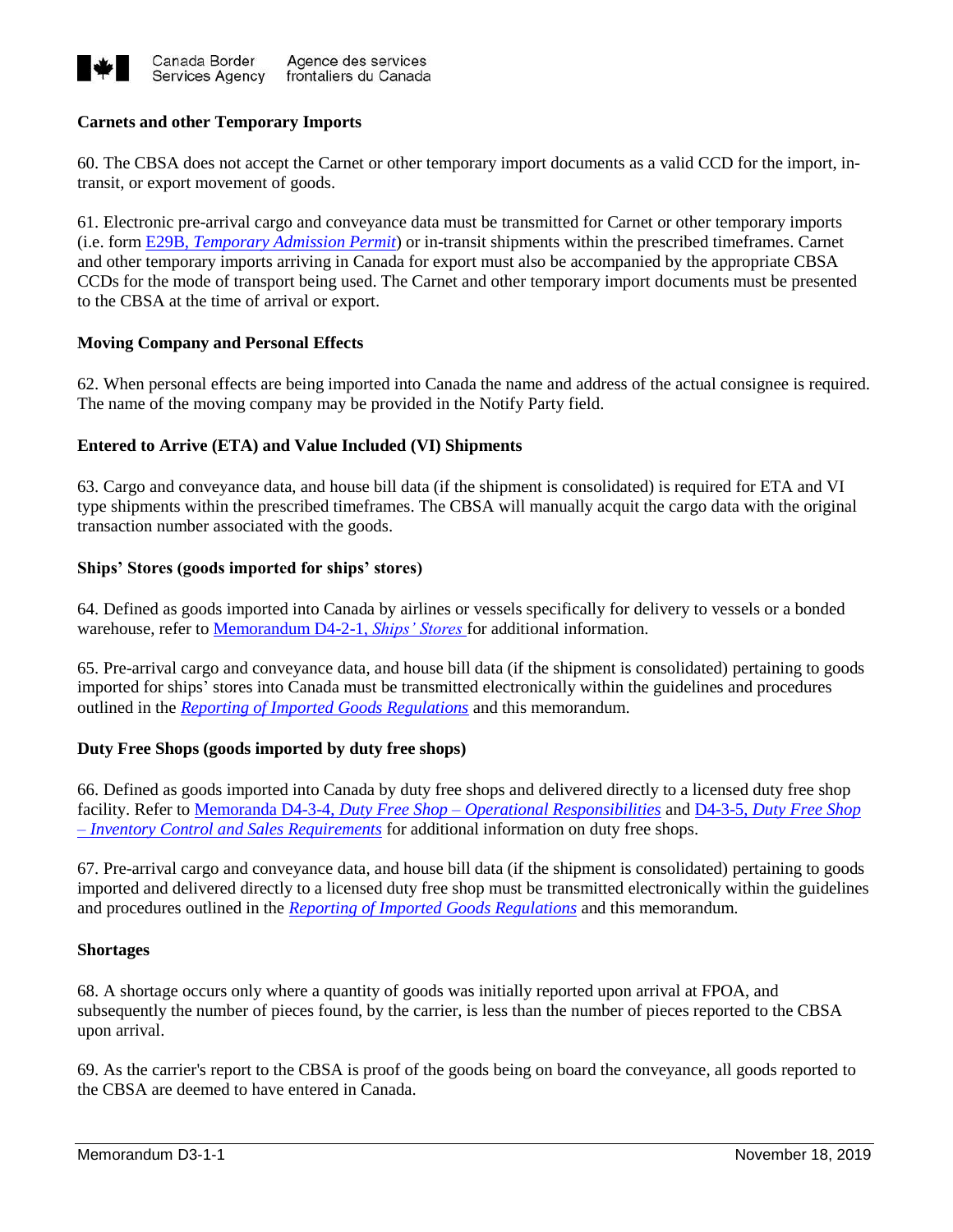### Carnets and other Temporary Imports

60. The CBSA does not accept the Carnet or other temporary import documents as a valid CCD for the import, in-transit, or export movement of goods.

61. Electronic pre-arrival cargo and conveyance data must be transmitted for Carnet or other temporary imports (i.e. form E29B, *Temporary Admission Permit*) or in-transit shipments within the prescribed timeframes. Carnet and other temporary imports arriving in Canada for export must also be accompanied by the appropriate CBSA CCDs for the mode of transport being used. The Carnet and other temporary import documents must be presented to the CBSA at the time of arrival or export.

### Moving Company and Personal Effects

62. When personal effects are being imported into Canada the name and address of the actual consignee is required. The name of the moving company may be provided in the Notify Party field.

### Entered to Arrive (ETA) and Value Included (VI) Shipments

63. Cargo and conveyance data, and house bill data (if the shipment is consolidated) is required for ETA and VI type shipments within the prescribed timeframes. The CBSA will manually acquit the cargo data with the original transaction number associated with the goods.

### Ships' Stores (goods imported for ships' stores)

64. Defined as goods imported into Canada by airlines or vessels specifically for delivery to vessels or a bonded warehouse, refer to Memorandum D4-2-1, *Ships' Stores* for additional information.

65. Pre-arrival cargo and conveyance data, and house bill data (if the shipment is consolidated) pertaining to goods imported for ships' stores into Canada must be transmitted electronically within the guidelines and procedures outlined in the *Reporting of Imported Goods Regulations* and this memorandum.

### Duty Free Shops (goods imported by duty free shops)

66. Defined as goods imported into Canada by duty free shops and delivered directly to a licensed duty free shop facility. Refer to Memoranda D4-3-4, *Duty Free Shop – Operational Responsibilities* and D4-3-5, *Duty Free Shop – Inventory Control and Sales Requirements* for additional information on duty free shops.

67. Pre-arrival cargo and conveyance data, and house bill data (if the shipment is consolidated) pertaining to goods imported and delivered directly to a licensed duty free shop must be transmitted electronically within the guidelines and procedures outlined in the *Reporting of Imported Goods Regulations* and this memorandum.

### Shortages

68. A shortage occurs only where a quantity of goods was initially reported upon arrival at FPOA, and subsequently the number of pieces found, by the carrier, is less than the number of pieces reported to the CBSA upon arrival.

69. As the carrier's report to the CBSA is proof of the goods being on board the conveyance, all goods reported to the CBSA are deemed to have entered in Canada.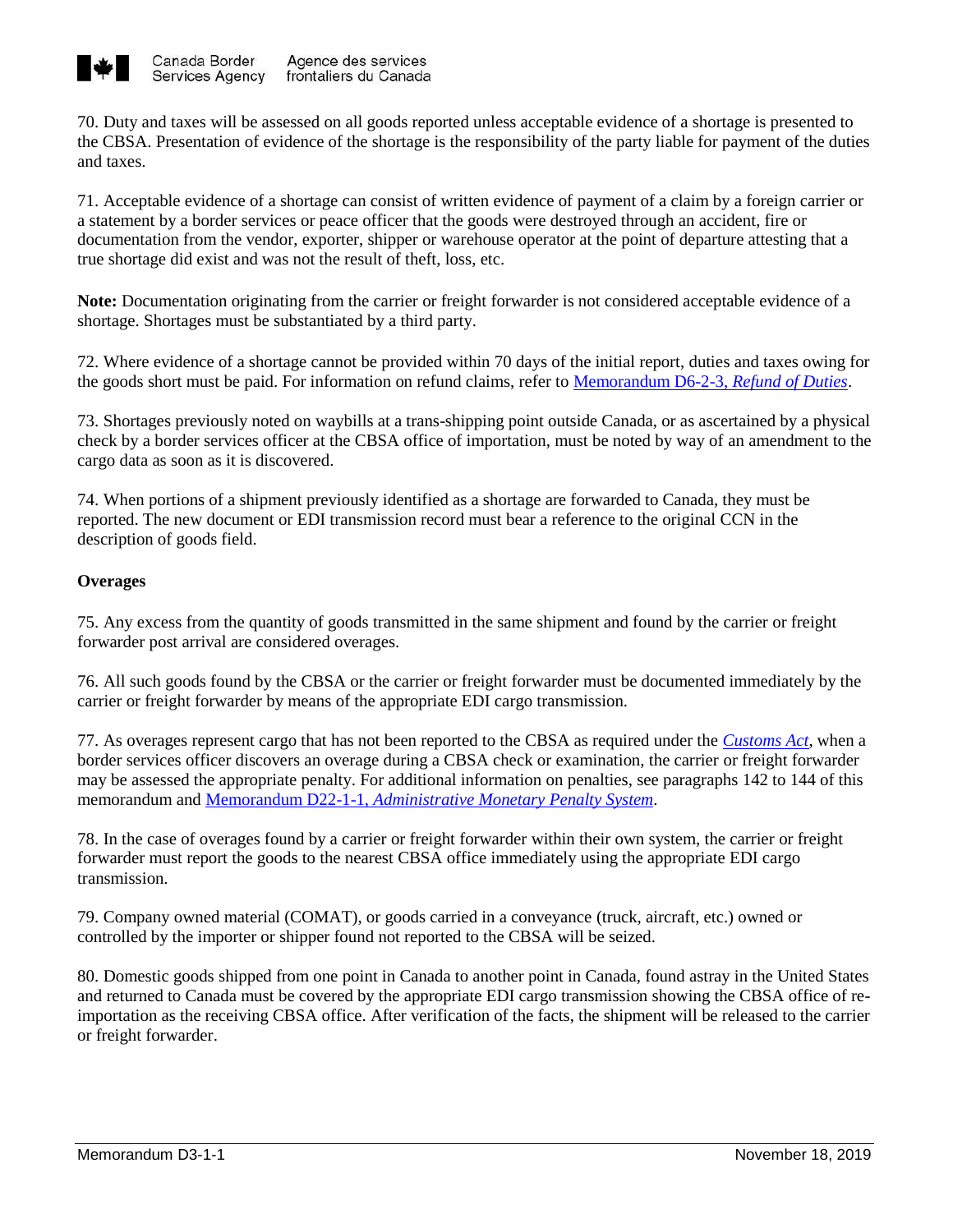70. Duty and taxes will be assessed on all goods reported unless acceptable evidence of a shortage is presented to the CBSA. Presentation of evidence of the shortage is the responsibility of the party liable for payment of the duties and taxes.

71. Acceptable evidence of a shortage can consist of written evidence of payment of a claim by a foreign carrier or a statement by a border services or peace officer that the goods were destroyed through an accident, fire or documentation from the vendor, exporter, shipper or warehouse operator at the point of departure attesting that a true shortage did exist and was not the result of theft, loss, etc.

**Note:** Documentation originating from the carrier or freight forwarder is not considered acceptable evidence of a shortage. Shortages must be substantiated by a third party.

72. Where evidence of a shortage cannot be provided within 70 days of the initial report, duties and taxes owing for the goods short must be paid. For information on refund claims, refer to Memorandum D6-2-3, *Refund of Duties*.

73. Shortages previously noted on waybills at a trans-shipping point outside Canada, or as ascertained by a physical check by a border services officer at the CBSA office of importation, must be noted by way of an amendment to the cargo data as soon as it is discovered.

74. When portions of a shipment previously identified as a shortage are forwarded to Canada, they must be reported. The new document or EDI transmission record must bear a reference to the original CCN in the description of goods field.

**Overages**

75. Any excess from the quantity of goods transmitted in the same shipment and found by the carrier or freight forwarder post arrival are considered overages.

76. All such goods found by the CBSA or the carrier or freight forwarder must be documented immediately by the carrier or freight forwarder by means of the appropriate EDI cargo transmission.

77. As overages represent cargo that has not been reported to the CBSA as required under the *Customs Act*, when a border services officer discovers an overage during a CBSA check or examination, the carrier or freight forwarder may be assessed the appropriate penalty. For additional information on penalties, see paragraphs 142 to 144 of this memorandum and Memorandum D22-1-1, *Administrative Monetary Penalty System*.

78. In the case of overages found by a carrier or freight forwarder within their own system, the carrier or freight forwarder must report the goods to the nearest CBSA office immediately using the appropriate EDI cargo transmission.

79. Company owned material (COMAT), or goods carried in a conveyance (truck, aircraft, etc.) owned or controlled by the importer or shipper found not reported to the CBSA will be seized.

80. Domestic goods shipped from one point in Canada to another point in Canada, found astray in the United States and returned to Canada must be covered by the appropriate EDI cargo transmission showing the CBSA office of re-importation as the receiving CBSA office. After verification of the facts, the shipment will be released to the carrier or freight forwarder.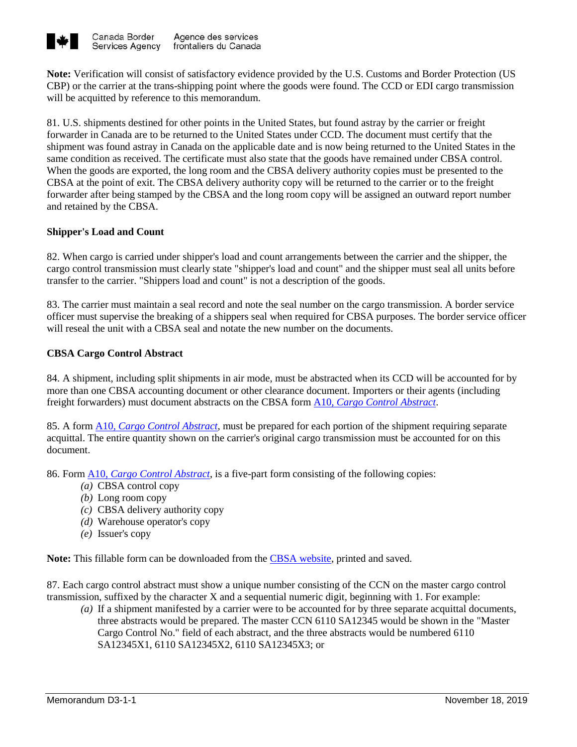**Note:** Verification will consist of satisfactory evidence provided by the U.S. Customs and Border Protection (US CBP) or the carrier at the trans-shipping point where the goods were found. The CCD or EDI cargo transmission will be acquitted by reference to this memorandum.

81. U.S. shipments destined for other points in the United States, but found astray by the carrier or freight forwarder in Canada are to be returned to the United States under CCD. The document must certify that the shipment was found astray in Canada on the applicable date and is now being returned to the United States in the same condition as received. The certificate must also state that the goods have remained under CBSA control. When the goods are exported, the long room and the CBSA delivery authority copies must be presented to the CBSA at the point of exit. The CBSA delivery authority copy will be returned to the carrier or to the freight forwarder after being stamped by the CBSA and the long room copy will be assigned an outward report number and retained by the CBSA.

### Shipper's Load and Count

82. When cargo is carried under shipper's load and count arrangements between the carrier and the shipper, the cargo control transmission must clearly state "shipper's load and count" and the shipper must seal all units before transfer to the carrier. "Shippers load and count" is not a description of the goods.

83. The carrier must maintain a seal record and note the seal number on the cargo transmission. A border service officer must supervise the breaking of a shippers seal when required for CBSA purposes. The border service officer will reseal the unit with a CBSA seal and notate the new number on the documents.

### CBSA Cargo Control Abstract

84. A shipment, including split shipments in air mode, must be abstracted when its CCD will be accounted for by more than one CBSA accounting document or other clearance document. Importers or their agents (including freight forwarders) must document abstracts on the CBSA form A10, *Cargo Control Abstract*.

85. A form A10, *Cargo Control Abstract*, must be prepared for each portion of the shipment requiring separate acquittal. The entire quantity shown on the carrier's original cargo transmission must be accounted for on this document.

86. Form A10, *Cargo Control Abstract*, is a five-part form consisting of the following copies:

- *(a)* CBSA control copy
- *(b)* Long room copy
- *(c)* CBSA delivery authority copy
- *(d)* Warehouse operator's copy
- *(e)* Issuer's copy

**Note:** This fillable form can be downloaded from the CBSA website, printed and saved.

87. Each cargo control abstract must show a unique number consisting of the CCN on the master cargo control transmission, suffixed by the character X and a sequential numeric digit, beginning with 1. For example:

- *(a)* If a shipment manifested by a carrier were to be accounted for by three separate acquittal documents, three abstracts would be prepared. The master CCN 6110 SA12345 would be shown in the "Master Cargo Control No." field of each abstract, and the three abstracts would be numbered 6110 SA12345X1, 6110 SA12345X2, 6110 SA12345X3; or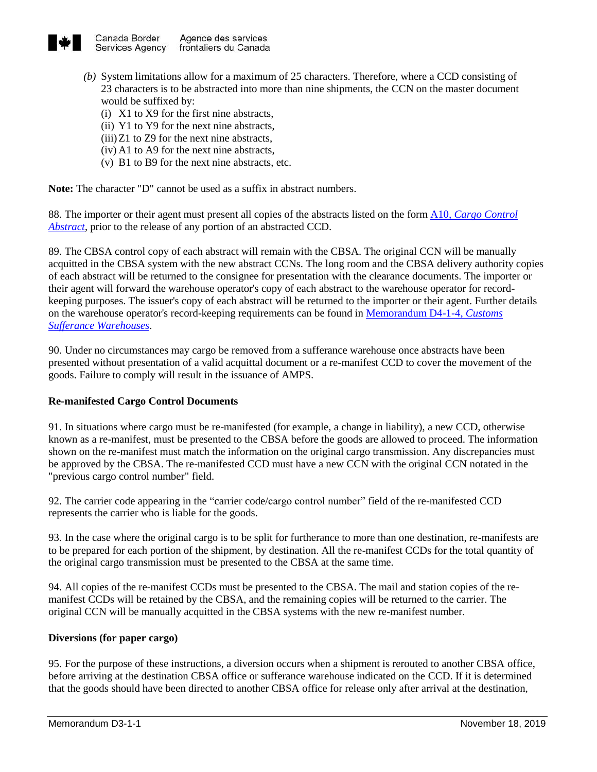*(b)* System limitations allow for a maximum of 25 characters. Therefore, where a CCD consisting of 23 characters is to be abstracted into more than nine shipments, the CCN on the master document would be suffixed by:

(i) X1 to X9 for the first nine abstracts,
(ii) Y1 to Y9 for the next nine abstracts,
(iii) Z1 to Z9 for the next nine abstracts,
(iv) A1 to A9 for the next nine abstracts,
(v) B1 to B9 for the next nine abstracts, etc.

**Note:** The character "D" cannot be used as a suffix in abstract numbers.

88. The importer or their agent must present all copies of the abstracts listed on the form A10, *Cargo Control Abstract*, prior to the release of any portion of an abstracted CCD.

89. The CBSA control copy of each abstract will remain with the CBSA. The original CCN will be manually acquitted in the CBSA system with the new abstract CCNs. The long room and the CBSA delivery authority copies of each abstract will be returned to the consignee for presentation with the clearance documents. The importer or their agent will forward the warehouse operator's copy of each abstract to the warehouse operator for record-keeping purposes. The issuer's copy of each abstract will be returned to the importer or their agent. Further details on the warehouse operator's record-keeping requirements can be found in Memorandum D4-1-4, *Customs Sufferance Warehouses*.

90. Under no circumstances may cargo be removed from a sufferance warehouse once abstracts have been presented without presentation of a valid acquittal document or a re-manifest CCD to cover the movement of the goods. Failure to comply will result in the issuance of AMPS.

**Re-manifested Cargo Control Documents**

91. In situations where cargo must be re-manifested (for example, a change in liability), a new CCD, otherwise known as a re-manifest, must be presented to the CBSA before the goods are allowed to proceed. The information shown on the re-manifest must match the information on the original cargo transmission. Any discrepancies must be approved by the CBSA. The re-manifested CCD must have a new CCN with the original CCN notated in the "previous cargo control number" field.

92. The carrier code appearing in the "carrier code/cargo control number" field of the re-manifested CCD represents the carrier who is liable for the goods.

93. In the case where the original cargo is to be split for furtherance to more than one destination, re-manifests are to be prepared for each portion of the shipment, by destination. All the re-manifest CCDs for the total quantity of the original cargo transmission must be presented to the CBSA at the same time.

94. All copies of the re-manifest CCDs must be presented to the CBSA. The mail and station copies of the re-manifest CCDs will be retained by the CBSA, and the remaining copies will be returned to the carrier. The original CCN will be manually acquitted in the CBSA systems with the new re-manifest number.

**Diversions (for paper cargo)**

95. For the purpose of these instructions, a diversion occurs when a shipment is rerouted to another CBSA office, before arriving at the destination CBSA office or sufferance warehouse indicated on the CCD. If it is determined that the goods should have been directed to another CBSA office for release only after arrival at the destination,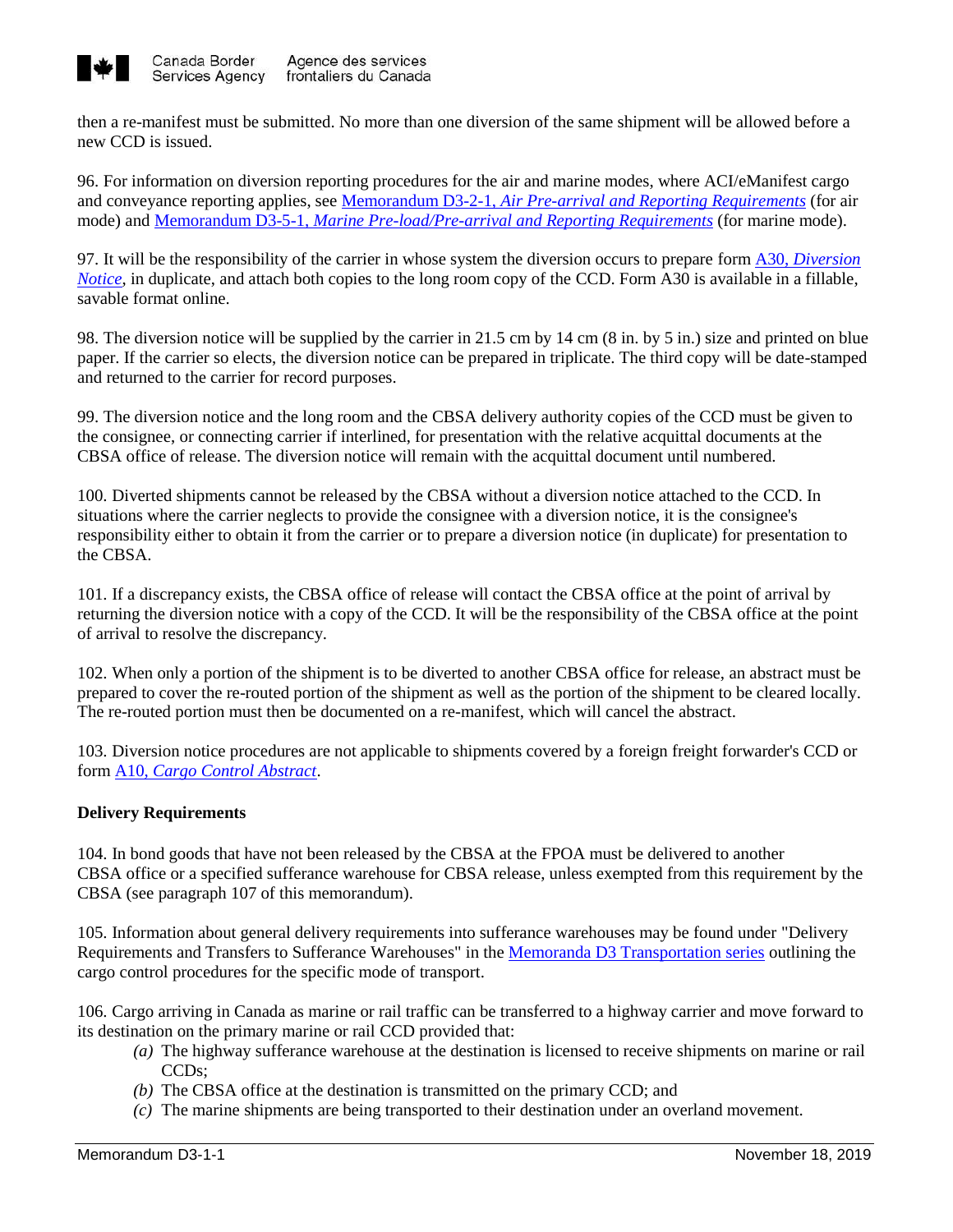then a re-manifest must be submitted. No more than one diversion of the same shipment will be allowed before a new CCD is issued.

96. For information on diversion reporting procedures for the air and marine modes, where ACI/eManifest cargo and conveyance reporting applies, see Memorandum D3-2-1, *Air Pre-arrival and Reporting Requirements* (for air mode) and Memorandum D3-5-1, *Marine Pre-load/Pre-arrival and Reporting Requirements* (for marine mode).

97. It will be the responsibility of the carrier in whose system the diversion occurs to prepare form A30, *Diversion Notice*, in duplicate, and attach both copies to the long room copy of the CCD. Form A30 is available in a fillable, savable format online.

98. The diversion notice will be supplied by the carrier in 21.5 cm by 14 cm (8 in. by 5 in.) size and printed on blue paper. If the carrier so elects, the diversion notice can be prepared in triplicate. The third copy will be date-stamped and returned to the carrier for record purposes.

99. The diversion notice and the long room and the CBSA delivery authority copies of the CCD must be given to the consignee, or connecting carrier if interlined, for presentation with the relative acquittal documents at the CBSA office of release. The diversion notice will remain with the acquittal document until numbered.

100. Diverted shipments cannot be released by the CBSA without a diversion notice attached to the CCD. In situations where the carrier neglects to provide the consignee with a diversion notice, it is the consignee's responsibility either to obtain it from the carrier or to prepare a diversion notice (in duplicate) for presentation to the CBSA.

101. If a discrepancy exists, the CBSA office of release will contact the CBSA office at the point of arrival by returning the diversion notice with a copy of the CCD. It will be the responsibility of the CBSA office at the point of arrival to resolve the discrepancy.

102. When only a portion of the shipment is to be diverted to another CBSA office for release, an abstract must be prepared to cover the re-routed portion of the shipment as well as the portion of the shipment to be cleared locally. The re-routed portion must then be documented on a re-manifest, which will cancel the abstract.

103. Diversion notice procedures are not applicable to shipments covered by a foreign freight forwarder's CCD or form A10, *Cargo Control Abstract*.

**Delivery Requirements**

104. In bond goods that have not been released by the CBSA at the FPOA must be delivered to another CBSA office or a specified sufferance warehouse for CBSA release, unless exempted from this requirement by the CBSA (see paragraph 107 of this memorandum).

105. Information about general delivery requirements into sufferance warehouses may be found under "Delivery Requirements and Transfers to Sufferance Warehouses" in the Memoranda D3 Transportation series outlining the cargo control procedures for the specific mode of transport.

106. Cargo arriving in Canada as marine or rail traffic can be transferred to a highway carrier and move forward to its destination on the primary marine or rail CCD provided that:

- *(a)* The highway sufferance warehouse at the destination is licensed to receive shipments on marine or rail CCDs;
- *(b)* The CBSA office at the destination is transmitted on the primary CCD; and
- *(c)* The marine shipments are being transported to their destination under an overland movement.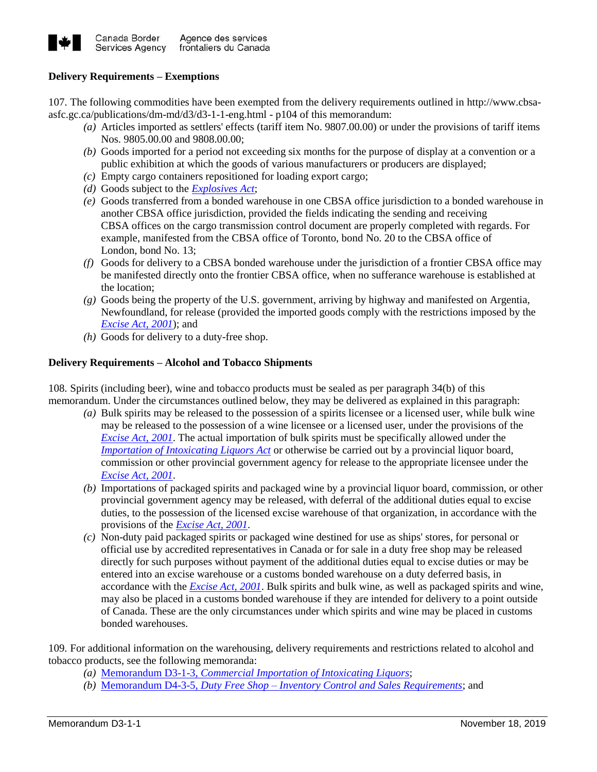**Delivery Requirements – Exemptions**

107. The following commodities have been exempted from the delivery requirements outlined in http://www.cbsa-asfc.gc.ca/publications/dm-md/d3/d3-1-1-eng.html - p104 of this memorandum:

- *(a)* Articles imported as settlers' effects (tariff item No. 9807.00.00) or under the provisions of tariff items Nos. 9805.00.00 and 9808.00.00;
- *(b)* Goods imported for a period not exceeding six months for the purpose of display at a convention or a public exhibition at which the goods of various manufacturers or producers are displayed;
- *(c)* Empty cargo containers repositioned for loading export cargo;
- *(d)* Goods subject to the *Explosives Act*;
- *(e)* Goods transferred from a bonded warehouse in one CBSA office jurisdiction to a bonded warehouse in another CBSA office jurisdiction, provided the fields indicating the sending and receiving CBSA offices on the cargo transmission control document are properly completed with regards. For example, manifested from the CBSA office of Toronto, bond No. 20 to the CBSA office of London, bond No. 13;
- *(f)* Goods for delivery to a CBSA bonded warehouse under the jurisdiction of a frontier CBSA office may be manifested directly onto the frontier CBSA office, when no sufferance warehouse is established at the location;
- *(g)* Goods being the property of the U.S. government, arriving by highway and manifested on Argentia, Newfoundland, for release (provided the imported goods comply with the restrictions imposed by the *Excise Act, 2001*); and
- *(h)* Goods for delivery to a duty-free shop.

**Delivery Requirements – Alcohol and Tobacco Shipments**

108. Spirits (including beer), wine and tobacco products must be sealed as per paragraph 34(b) of this memorandum. Under the circumstances outlined below, they may be delivered as explained in this paragraph:

- *(a)* Bulk spirits may be released to the possession of a spirits licensee or a licensed user, while bulk wine may be released to the possession of a wine licensee or a licensed user, under the provisions of the *Excise Act, 2001*. The actual importation of bulk spirits must be specifically allowed under the *Importation of Intoxicating Liquors Act* or otherwise be carried out by a provincial liquor board, commission or other provincial government agency for release to the appropriate licensee under the *Excise Act, 2001*.
- *(b)* Importations of packaged spirits and packaged wine by a provincial liquor board, commission, or other provincial government agency may be released, with deferral of the additional duties equal to excise duties, to the possession of the licensed excise warehouse of that organization, in accordance with the provisions of the *Excise Act, 2001*.
- *(c)* Non-duty paid packaged spirits or packaged wine destined for use as ships' stores, for personal or official use by accredited representatives in Canada or for sale in a duty free shop may be released directly for such purposes without payment of the additional duties equal to excise duties or may be entered into an excise warehouse or a customs bonded warehouse on a duty deferred basis, in accordance with the *Excise Act, 2001*. Bulk spirits and bulk wine, as well as packaged spirits and wine, may also be placed in a customs bonded warehouse if they are intended for delivery to a point outside of Canada. These are the only circumstances under which spirits and wine may be placed in customs bonded warehouses.

109. For additional information on the warehousing, delivery requirements and restrictions related to alcohol and tobacco products, see the following memoranda:

- *(a)* Memorandum D3-1-3, *Commercial Importation of Intoxicating Liquors*;
- *(b)* Memorandum D4-3-5, *Duty Free Shop – Inventory Control and Sales Requirements*; and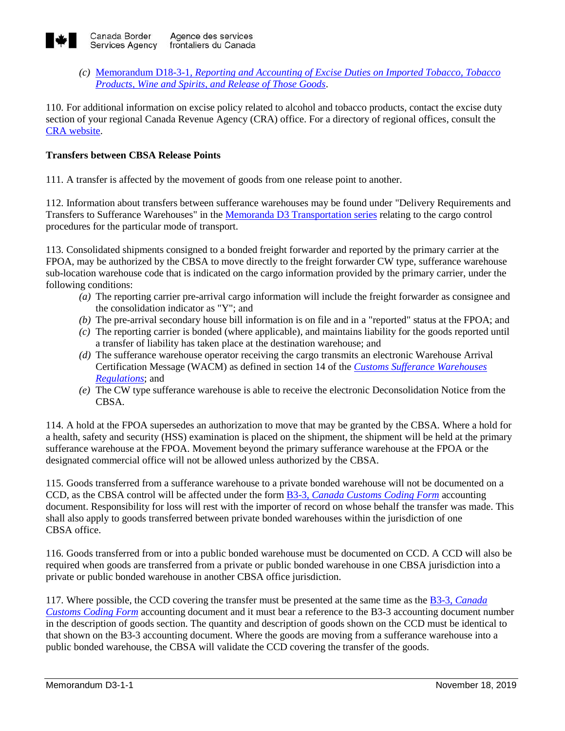(c) [Memorandum D18-3-1, *Reporting and Accounting of Excise Duties on Imported Tobacco, Tobacco Products, Wine and Spirits, and Release of Those Goods*].

110. For additional information on excise policy related to alcohol and tobacco products, contact the excise duty section of your regional Canada Revenue Agency (CRA) office. For a directory of regional offices, consult the CRA website.

**Transfers between CBSA Release Points**

111. A transfer is affected by the movement of goods from one release point to another.

112. Information about transfers between sufferance warehouses may be found under "Delivery Requirements and Transfers to Sufferance Warehouses" in the Memoranda D3 Transportation series relating to the cargo control procedures for the particular mode of transport.

113. Consolidated shipments consigned to a bonded freight forwarder and reported by the primary carrier at the FPOA, may be authorized by the CBSA to move directly to the freight forwarder CW type, sufferance warehouse sub-location warehouse code that is indicated on the cargo information provided by the primary carrier, under the following conditions:

- (a) The reporting carrier pre-arrival cargo information will include the freight forwarder as consignee and the consolidation indicator as "Y"; and
- (b) The pre-arrival secondary house bill information is on file and in a "reported" status at the FPOA; and
- (c) The reporting carrier is bonded (where applicable), and maintains liability for the goods reported until a transfer of liability has taken place at the destination warehouse; and
- (d) The sufferance warehouse operator receiving the cargo transmits an electronic Warehouse Arrival Certification Message (WACM) as defined in section 14 of the *Customs Sufferance Warehouses Regulations*; and
- (e) The CW type sufferance warehouse is able to receive the electronic Deconsolidation Notice from the CBSA.

114. A hold at the FPOA supersedes an authorization to move that may be granted by the CBSA. Where a hold for a health, safety and security (HSS) examination is placed on the shipment, the shipment will be held at the primary sufferance warehouse at the FPOA. Movement beyond the primary sufferance warehouse at the FPOA or the designated commercial office will not be allowed unless authorized by the CBSA.

115. Goods transferred from a sufferance warehouse to a private bonded warehouse will not be documented on a CCD, as the CBSA control will be affected under the form B3-3, *Canada Customs Coding Form* accounting document. Responsibility for loss will rest with the importer of record on whose behalf the transfer was made. This shall also apply to goods transferred between private bonded warehouses within the jurisdiction of one CBSA office.

116. Goods transferred from or into a public bonded warehouse must be documented on CCD. A CCD will also be required when goods are transferred from a private or public bonded warehouse in one CBSA jurisdiction into a private or public bonded warehouse in another CBSA office jurisdiction.

117. Where possible, the CCD covering the transfer must be presented at the same time as the B3-3, *Canada Customs Coding Form* accounting document and it must bear a reference to the B3-3 accounting document number in the description of goods section. The quantity and description of goods shown on the CCD must be identical to that shown on the B3-3 accounting document. Where the goods are moving from a sufferance warehouse into a public bonded warehouse, the CBSA will validate the CCD covering the transfer of the goods.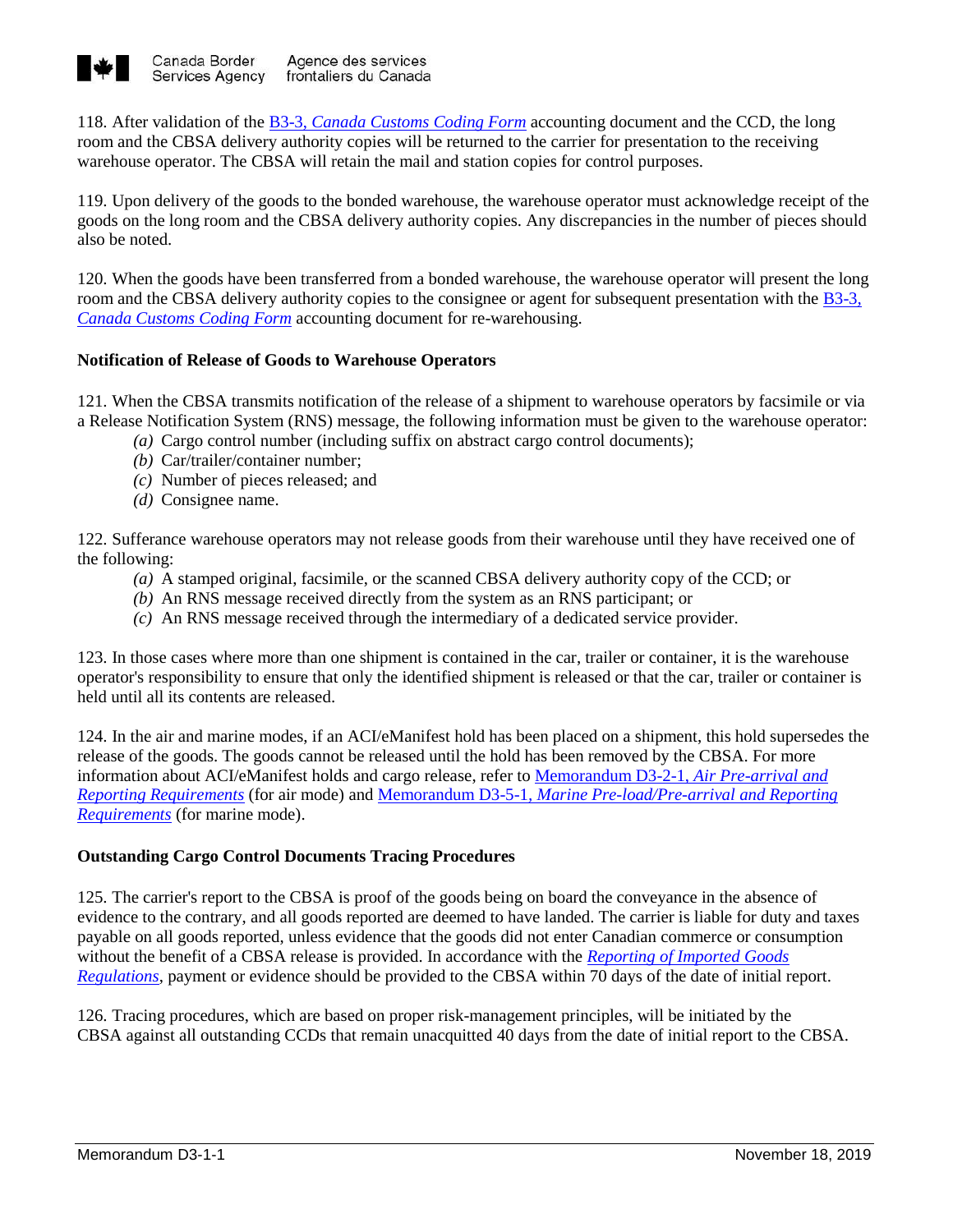118. After validation of the B3-3, *Canada Customs Coding Form* accounting document and the CCD, the long room and the CBSA delivery authority copies will be returned to the carrier for presentation to the receiving warehouse operator. The CBSA will retain the mail and station copies for control purposes.

119. Upon delivery of the goods to the bonded warehouse, the warehouse operator must acknowledge receipt of the goods on the long room and the CBSA delivery authority copies. Any discrepancies in the number of pieces should also be noted.

120. When the goods have been transferred from a bonded warehouse, the warehouse operator will present the long room and the CBSA delivery authority copies to the consignee or agent for subsequent presentation with the B3-3, *Canada Customs Coding Form* accounting document for re-warehousing.

### Notification of Release of Goods to Warehouse Operators

121. When the CBSA transmits notification of the release of a shipment to warehouse operators by facsimile or via a Release Notification System (RNS) message, the following information must be given to the warehouse operator:

- *(a)* Cargo control number (including suffix on abstract cargo control documents);
- *(b)* Car/trailer/container number;
- *(c)* Number of pieces released; and
- *(d)* Consignee name.

122. Sufferance warehouse operators may not release goods from their warehouse until they have received one of the following:

- *(a)* A stamped original, facsimile, or the scanned CBSA delivery authority copy of the CCD; or
- *(b)* An RNS message received directly from the system as an RNS participant; or
- *(c)* An RNS message received through the intermediary of a dedicated service provider.

123. In those cases where more than one shipment is contained in the car, trailer or container, it is the warehouse operator's responsibility to ensure that only the identified shipment is released or that the car, trailer or container is held until all its contents are released.

124. In the air and marine modes, if an ACI/eManifest hold has been placed on a shipment, this hold supersedes the release of the goods. The goods cannot be released until the hold has been removed by the CBSA. For more information about ACI/eManifest holds and cargo release, refer to Memorandum D3-2-1, *Air Pre-arrival and Reporting Requirements* (for air mode) and Memorandum D3-5-1, *Marine Pre-load/Pre-arrival and Reporting Requirements* (for marine mode).

### Outstanding Cargo Control Documents Tracing Procedures

125. The carrier's report to the CBSA is proof of the goods being on board the conveyance in the absence of evidence to the contrary, and all goods reported are deemed to have landed. The carrier is liable for duty and taxes payable on all goods reported, unless evidence that the goods did not enter Canadian commerce or consumption without the benefit of a CBSA release is provided. In accordance with the *Reporting of Imported Goods Regulations*, payment or evidence should be provided to the CBSA within 70 days of the date of initial report.

126. Tracing procedures, which are based on proper risk-management principles, will be initiated by the CBSA against all outstanding CCDs that remain unacquitted 40 days from the date of initial report to the CBSA.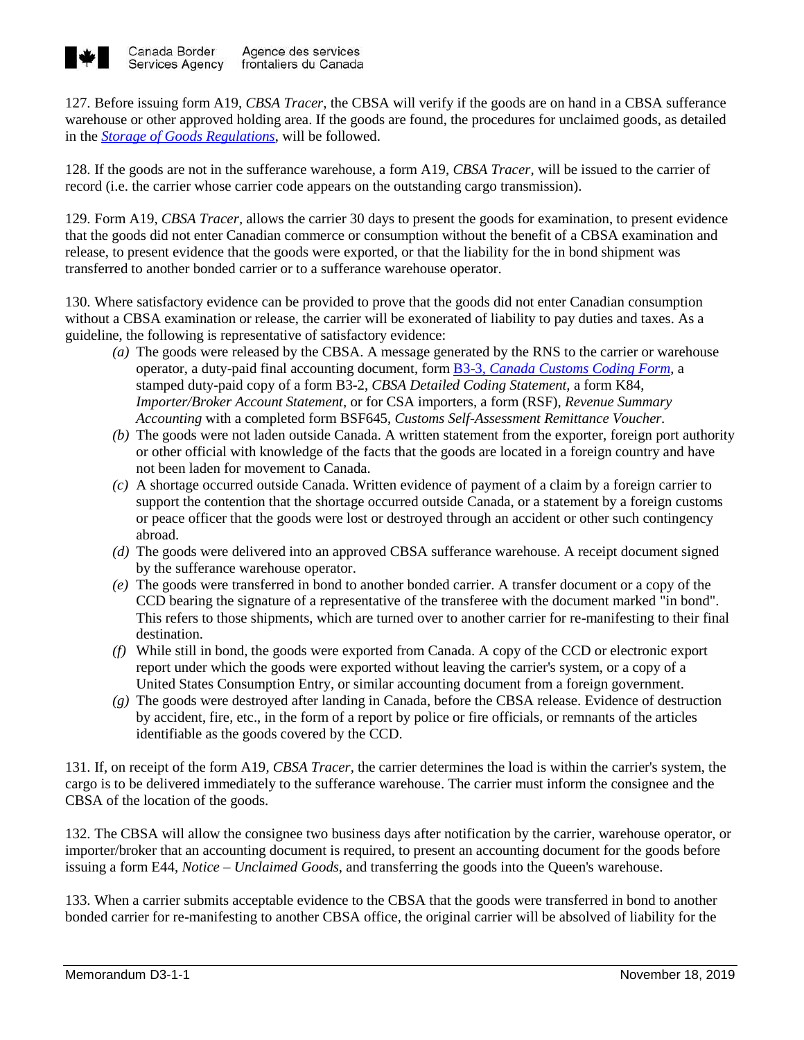127. Before issuing form A19, *CBSA Tracer*, the CBSA will verify if the goods are on hand in a CBSA sufferance warehouse or other approved holding area. If the goods are found, the procedures for unclaimed goods, as detailed in the *Storage of Goods Regulations*, will be followed.

128. If the goods are not in the sufferance warehouse, a form A19, *CBSA Tracer*, will be issued to the carrier of record (i.e. the carrier whose carrier code appears on the outstanding cargo transmission).

129. Form A19, *CBSA Tracer*, allows the carrier 30 days to present the goods for examination, to present evidence that the goods did not enter Canadian commerce or consumption without the benefit of a CBSA examination and release, to present evidence that the goods were exported, or that the liability for the in bond shipment was transferred to another bonded carrier or to a sufferance warehouse operator.

130. Where satisfactory evidence can be provided to prove that the goods did not enter Canadian consumption without a CBSA examination or release, the carrier will be exonerated of liability to pay duties and taxes. As a guideline, the following is representative of satisfactory evidence:

- *(a)* The goods were released by the CBSA. A message generated by the RNS to the carrier or warehouse operator, a duty-paid final accounting document, form B3-3, *Canada Customs Coding Form*, a stamped duty-paid copy of a form B3-2, *CBSA Detailed Coding Statement*, a form K84, *Importer/Broker Account Statement*, or for CSA importers, a form (RSF), *Revenue Summary Accounting* with a completed form BSF645, *Customs Self-Assessment Remittance Voucher.*
- *(b)* The goods were not laden outside Canada. A written statement from the exporter, foreign port authority or other official with knowledge of the facts that the goods are located in a foreign country and have not been laden for movement to Canada.
- *(c)* A shortage occurred outside Canada. Written evidence of payment of a claim by a foreign carrier to support the contention that the shortage occurred outside Canada, or a statement by a foreign customs or peace officer that the goods were lost or destroyed through an accident or other such contingency abroad.
- *(d)* The goods were delivered into an approved CBSA sufferance warehouse. A receipt document signed by the sufferance warehouse operator.
- *(e)* The goods were transferred in bond to another bonded carrier. A transfer document or a copy of the CCD bearing the signature of a representative of the transferee with the document marked "in bond". This refers to those shipments, which are turned over to another carrier for re-manifesting to their final destination.
- *(f)* While still in bond, the goods were exported from Canada. A copy of the CCD or electronic export report under which the goods were exported without leaving the carrier's system, or a copy of a United States Consumption Entry, or similar accounting document from a foreign government.
- *(g)* The goods were destroyed after landing in Canada, before the CBSA release. Evidence of destruction by accident, fire, etc., in the form of a report by police or fire officials, or remnants of the articles identifiable as the goods covered by the CCD.

131. If, on receipt of the form A19, *CBSA Tracer*, the carrier determines the load is within the carrier's system, the cargo is to be delivered immediately to the sufferance warehouse. The carrier must inform the consignee and the CBSA of the location of the goods.

132. The CBSA will allow the consignee two business days after notification by the carrier, warehouse operator, or importer/broker that an accounting document is required, to present an accounting document for the goods before issuing a form E44, *Notice – Unclaimed Goods*, and transferring the goods into the Queen's warehouse.

133. When a carrier submits acceptable evidence to the CBSA that the goods were transferred in bond to another bonded carrier for re-manifesting to another CBSA office, the original carrier will be absolved of liability for the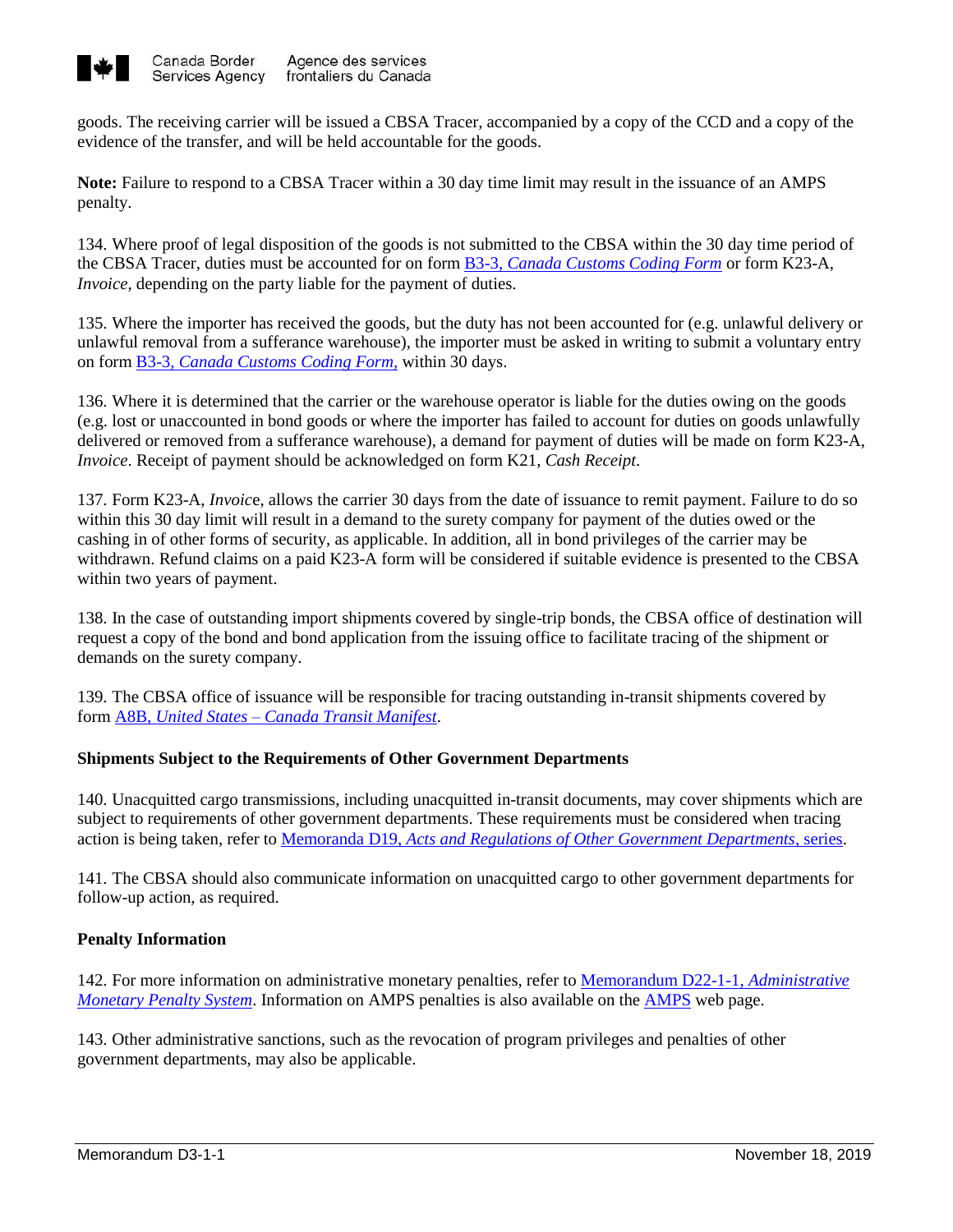goods. The receiving carrier will be issued a CBSA Tracer, accompanied by a copy of the CCD and a copy of the evidence of the transfer, and will be held accountable for the goods.

**Note:** Failure to respond to a CBSA Tracer within a 30 day time limit may result in the issuance of an AMPS penalty.

134. Where proof of legal disposition of the goods is not submitted to the CBSA within the 30 day time period of the CBSA Tracer, duties must be accounted for on form B3-3, *Canada Customs Coding Form* or form K23-A, *Invoice,* depending on the party liable for the payment of duties.

135. Where the importer has received the goods, but the duty has not been accounted for (e.g. unlawful delivery or unlawful removal from a sufferance warehouse), the importer must be asked in writing to submit a voluntary entry on form B3-3, *Canada Customs Coding Form,* within 30 days.

136. Where it is determined that the carrier or the warehouse operator is liable for the duties owing on the goods (e.g. lost or unaccounted in bond goods or where the importer has failed to account for duties on goods unlawfully delivered or removed from a sufferance warehouse), a demand for payment of duties will be made on form K23-A, *Invoice*. Receipt of payment should be acknowledged on form K21, *Cash Receipt*.

137. Form K23-A, *Invoice*, allows the carrier 30 days from the date of issuance to remit payment. Failure to do so within this 30 day limit will result in a demand to the surety company for payment of the duties owed or the cashing in of other forms of security, as applicable. In addition, all in bond privileges of the carrier may be withdrawn. Refund claims on a paid K23-A form will be considered if suitable evidence is presented to the CBSA within two years of payment.

138. In the case of outstanding import shipments covered by single-trip bonds, the CBSA office of destination will request a copy of the bond and bond application from the issuing office to facilitate tracing of the shipment or demands on the surety company.

139. The CBSA office of issuance will be responsible for tracing outstanding in-transit shipments covered by form A8B, *United States – Canada Transit Manifest*.

### Shipments Subject to the Requirements of Other Government Departments

140. Unacquitted cargo transmissions, including unacquitted in-transit documents, may cover shipments which are subject to requirements of other government departments. These requirements must be considered when tracing action is being taken, refer to Memoranda D19, *Acts and Regulations of Other Government Departments*, series.

141. The CBSA should also communicate information on unacquitted cargo to other government departments for follow-up action, as required.

### Penalty Information

142. For more information on administrative monetary penalties, refer to Memorandum D22-1-1, *Administrative Monetary Penalty System*. Information on AMPS penalties is also available on the AMPS web page.

143. Other administrative sanctions, such as the revocation of program privileges and penalties of other government departments, may also be applicable.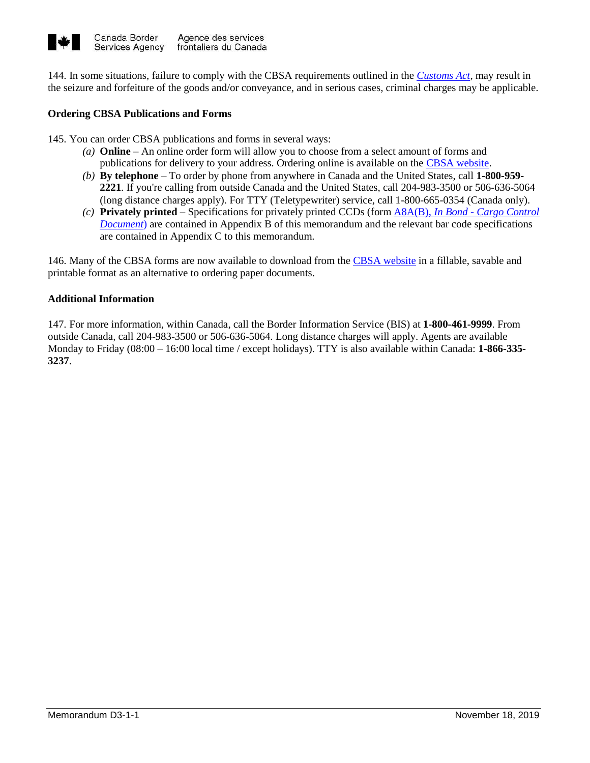144. In some situations, failure to comply with the CBSA requirements outlined in the *Customs Act*, may result in the seizure and forfeiture of the goods and/or conveyance, and in serious cases, criminal charges may be applicable.

**Ordering CBSA Publications and Forms**

145. You can order CBSA publications and forms in several ways:

*(a)* **Online** – An online order form will allow you to choose from a select amount of forms and publications for delivery to your address. Ordering online is available on the CBSA website.

*(b)* **By telephone** – To order by phone from anywhere in Canada and the United States, call **1-800-959-2221**. If you're calling from outside Canada and the United States, call 204-983-3500 or 506-636-5064 (long distance charges apply). For TTY (Teletypewriter) service, call 1-800-665-0354 (Canada only).

*(c)* **Privately printed** – Specifications for privately printed CCDs (form A8A(B), *In Bond - Cargo Control Document*) are contained in Appendix B of this memorandum and the relevant bar code specifications are contained in Appendix C to this memorandum.

146. Many of the CBSA forms are now available to download from the CBSA website in a fillable, savable and printable format as an alternative to ordering paper documents.

**Additional Information**

147. For more information, within Canada, call the Border Information Service (BIS) at **1-800-461-9999**. From outside Canada, call 204-983-3500 or 506-636-5064. Long distance charges will apply. Agents are available Monday to Friday (08:00 – 16:00 local time / except holidays). TTY is also available within Canada: **1-866-335-3237**.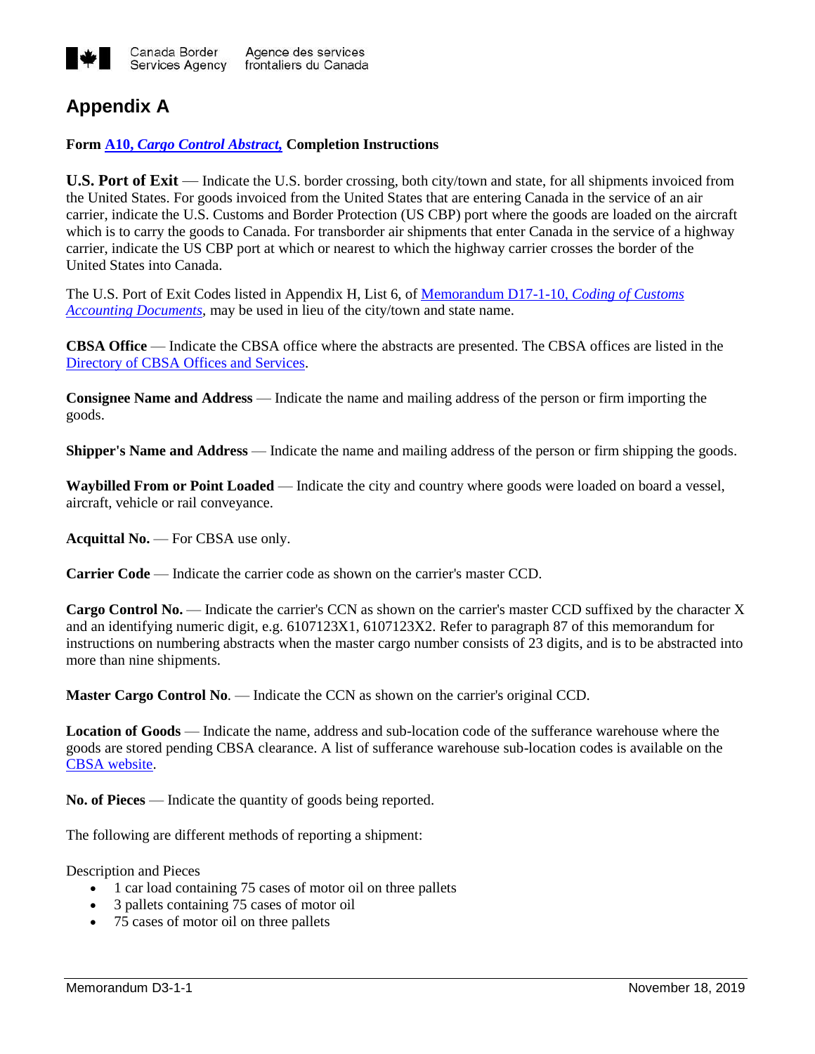## Appendix A

**Form A10, *Cargo Control Abstract,* Completion Instructions**

**U.S. Port of Exit** — Indicate the U.S. border crossing, both city/town and state, for all shipments invoiced from the United States. For goods invoiced from the United States that are entering Canada in the service of an air carrier, indicate the U.S. Customs and Border Protection (US CBP) port where the goods are loaded on the aircraft which is to carry the goods to Canada. For transborder air shipments that enter Canada in the service of a highway carrier, indicate the US CBP port at which or nearest to which the highway carrier crosses the border of the United States into Canada.

The U.S. Port of Exit Codes listed in Appendix H, List 6, of Memorandum D17-1-10, *Coding of Customs Accounting Documents*, may be used in lieu of the city/town and state name.

**CBSA Office** — Indicate the CBSA office where the abstracts are presented. The CBSA offices are listed in the Directory of CBSA Offices and Services.

**Consignee Name and Address** — Indicate the name and mailing address of the person or firm importing the goods.

**Shipper's Name and Address** — Indicate the name and mailing address of the person or firm shipping the goods.

**Waybilled From or Point Loaded** — Indicate the city and country where goods were loaded on board a vessel, aircraft, vehicle or rail conveyance.

**Acquittal No.** — For CBSA use only.

**Carrier Code** — Indicate the carrier code as shown on the carrier's master CCD.

**Cargo Control No.** — Indicate the carrier's CCN as shown on the carrier's master CCD suffixed by the character X and an identifying numeric digit, e.g. 6107123X1, 6107123X2. Refer to paragraph 87 of this memorandum for instructions on numbering abstracts when the master cargo number consists of 23 digits, and is to be abstracted into more than nine shipments.

**Master Cargo Control No**. — Indicate the CCN as shown on the carrier's original CCD.

**Location of Goods** — Indicate the name, address and sub-location code of the sufferance warehouse where the goods are stored pending CBSA clearance. A list of sufferance warehouse sub-location codes is available on the CBSA website.

**No. of Pieces** — Indicate the quantity of goods being reported.

The following are different methods of reporting a shipment:

Description and Pieces

- 1 car load containing 75 cases of motor oil on three pallets
- 3 pallets containing 75 cases of motor oil
- 75 cases of motor oil on three pallets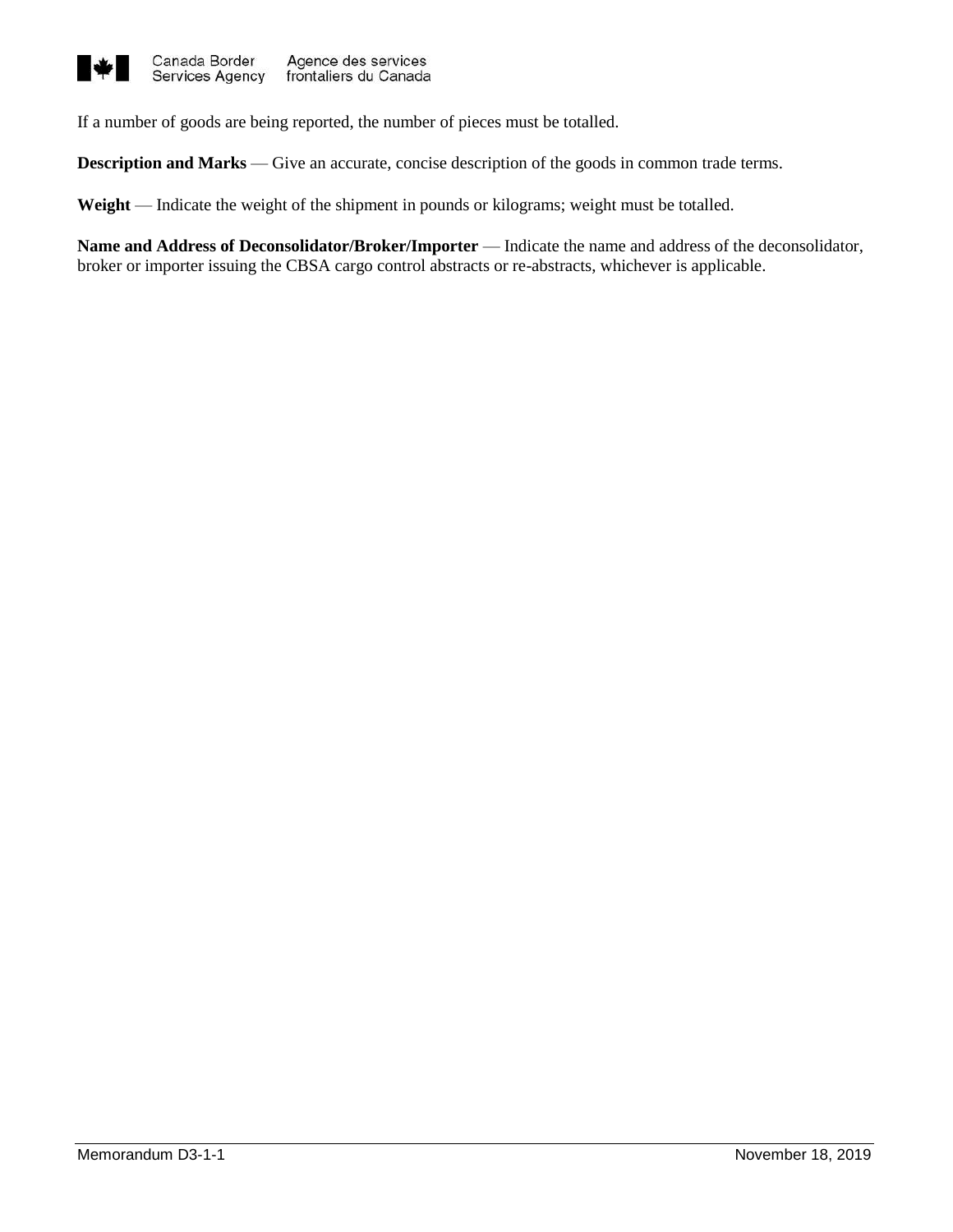If a number of goods are being reported, the number of pieces must be totalled.

**Description and Marks** — Give an accurate, concise description of the goods in common trade terms.

**Weight** — Indicate the weight of the shipment in pounds or kilograms; weight must be totalled.

**Name and Address of Deconsolidator/Broker/Importer** — Indicate the name and address of the deconsolidator, broker or importer issuing the CBSA cargo control abstracts or re-abstracts, whichever is applicable.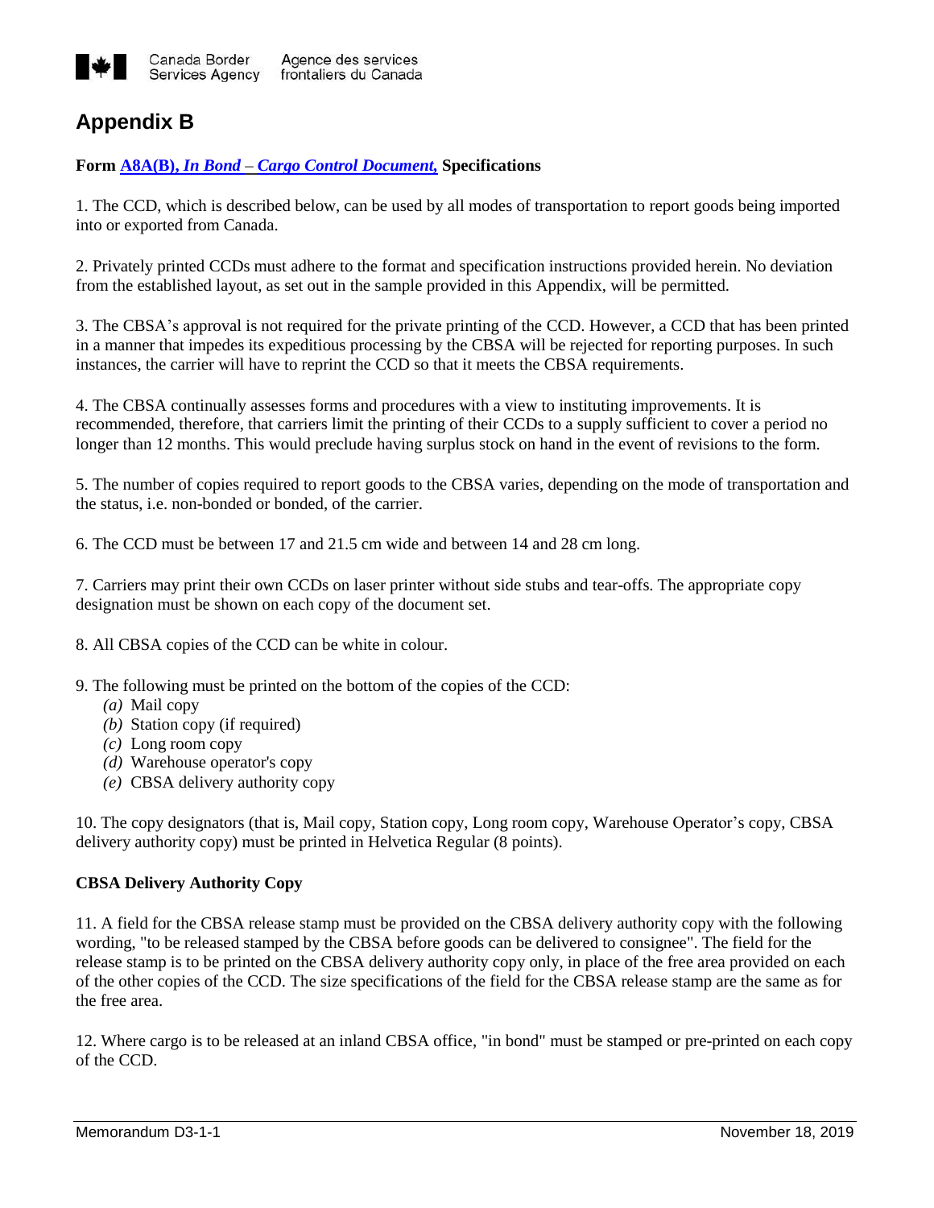# Appendix B

**Form [A8A(B), *In Bond – Cargo Control Document,*](#) Specifications**

1. The CCD, which is described below, can be used by all modes of transportation to report goods being imported into or exported from Canada.

2. Privately printed CCDs must adhere to the format and specification instructions provided herein. No deviation from the established layout, as set out in the sample provided in this Appendix, will be permitted.

3. The CBSA's approval is not required for the private printing of the CCD. However, a CCD that has been printed in a manner that impedes its expeditious processing by the CBSA will be rejected for reporting purposes. In such instances, the carrier will have to reprint the CCD so that it meets the CBSA requirements.

4. The CBSA continually assesses forms and procedures with a view to instituting improvements. It is recommended, therefore, that carriers limit the printing of their CCDs to a supply sufficient to cover a period no longer than 12 months. This would preclude having surplus stock on hand in the event of revisions to the form.

5. The number of copies required to report goods to the CBSA varies, depending on the mode of transportation and the status, i.e. non-bonded or bonded, of the carrier.

6. The CCD must be between 17 and 21.5 cm wide and between 14 and 28 cm long.

7. Carriers may print their own CCDs on laser printer without side stubs and tear-offs. The appropriate copy designation must be shown on each copy of the document set.

8. All CBSA copies of the CCD can be white in colour.

9. The following must be printed on the bottom of the copies of the CCD:
   - *(a)* Mail copy
   - *(b)* Station copy (if required)
   - *(c)* Long room copy
   - *(d)* Warehouse operator's copy
   - *(e)* CBSA delivery authority copy

10. The copy designators (that is, Mail copy, Station copy, Long room copy, Warehouse Operator's copy, CBSA delivery authority copy) must be printed in Helvetica Regular (8 points).

**CBSA Delivery Authority Copy**

11. A field for the CBSA release stamp must be provided on the CBSA delivery authority copy with the following wording, "to be released stamped by the CBSA before goods can be delivered to consignee". The field for the release stamp is to be printed on the CBSA delivery authority copy only, in place of the free area provided on each of the other copies of the CCD. The size specifications of the field for the CBSA release stamp are the same as for the free area.

12. Where cargo is to be released at an inland CBSA office, "in bond" must be stamped or pre-printed on each copy of the CCD.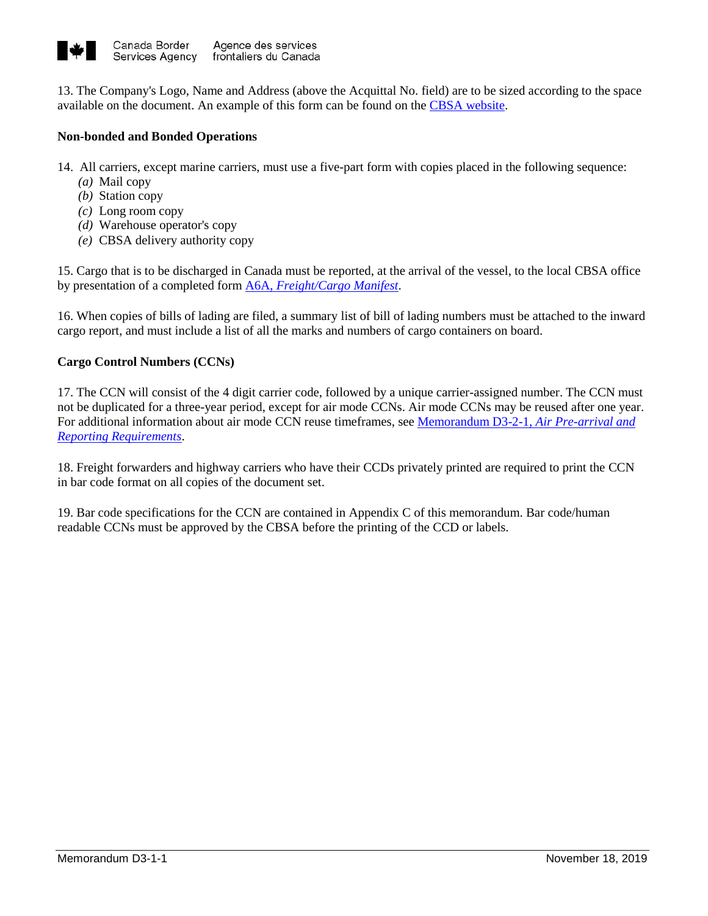13. The Company's Logo, Name and Address (above the Acquittal No. field) are to be sized according to the space available on the document. An example of this form can be found on the [CBSA website](#).

**Non-bonded and Bonded Operations**

14. All carriers, except marine carriers, must use a five-part form with copies placed in the following sequence:
   *(a)* Mail copy
   *(b)* Station copy
   *(c)* Long room copy
   *(d)* Warehouse operator's copy
   *(e)* CBSA delivery authority copy

15. Cargo that is to be discharged in Canada must be reported, at the arrival of the vessel, to the local CBSA office by presentation of a completed form [A6A, *Freight/Cargo Manifest*](#).

16. When copies of bills of lading are filed, a summary list of bill of lading numbers must be attached to the inward cargo report, and must include a list of all the marks and numbers of cargo containers on board.

**Cargo Control Numbers (CCNs)**

17. The CCN will consist of the 4 digit carrier code, followed by a unique carrier-assigned number. The CCN must not be duplicated for a three-year period, except for air mode CCNs. Air mode CCNs may be reused after one year. For additional information about air mode CCN reuse timeframes, see [Memorandum D3-2-1, *Air Pre-arrival and Reporting Requirements*](#).

18. Freight forwarders and highway carriers who have their CCDs privately printed are required to print the CCN in bar code format on all copies of the document set.

19. Bar code specifications for the CCN are contained in Appendix C of this memorandum. Bar code/human readable CCNs must be approved by the CBSA before the printing of the CCD or labels.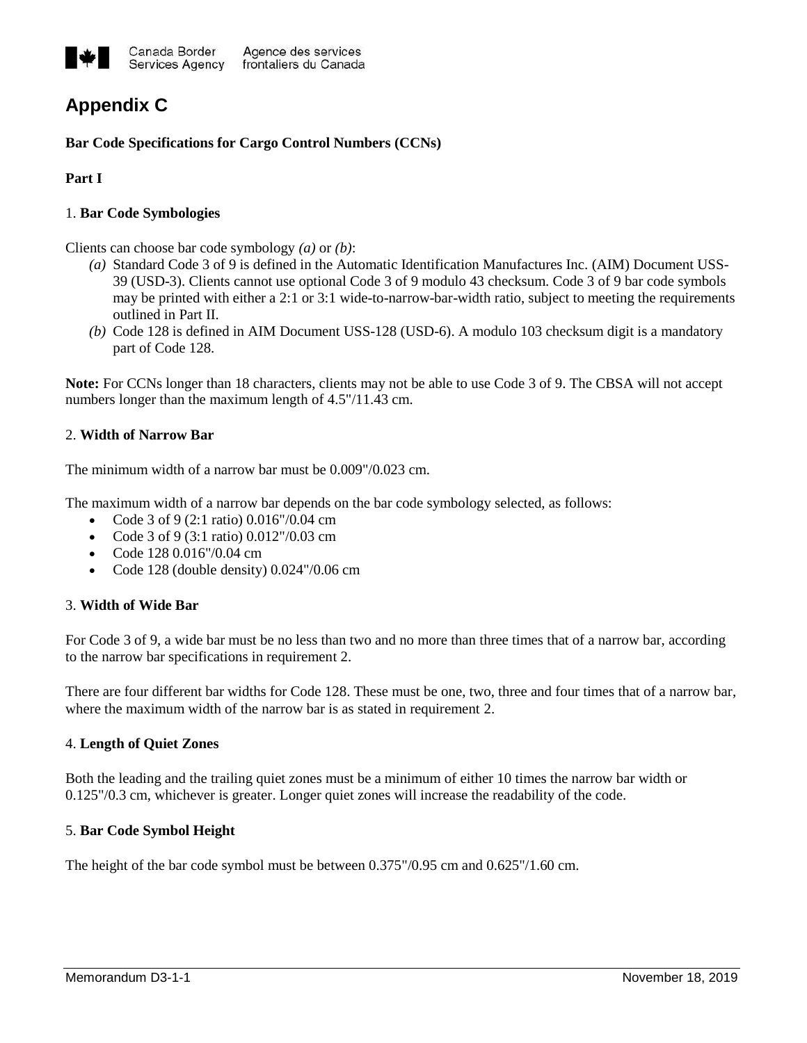# Appendix C

**Bar Code Specifications for Cargo Control Numbers (CCNs)**

**Part I**

1. **Bar Code Symbologies**

Clients can choose bar code symbology *(a)* or *(b)*:

*(a)* Standard Code 3 of 9 is defined in the Automatic Identification Manufactures Inc. (AIM) Document USS-39 (USD-3). Clients cannot use optional Code 3 of 9 modulo 43 checksum. Code 3 of 9 bar code symbols may be printed with either a 2:1 or 3:1 wide-to-narrow-bar-width ratio, subject to meeting the requirements outlined in Part II.

*(b)* Code 128 is defined in AIM Document USS-128 (USD-6). A modulo 103 checksum digit is a mandatory part of Code 128.

**Note:** For CCNs longer than 18 characters, clients may not be able to use Code 3 of 9. The CBSA will not accept numbers longer than the maximum length of 4.5"/11.43 cm.

2. **Width of Narrow Bar**

The minimum width of a narrow bar must be 0.009"/0.023 cm.

The maximum width of a narrow bar depends on the bar code symbology selected, as follows:

- Code 3 of 9 (2:1 ratio) 0.016"/0.04 cm
- Code 3 of 9 (3:1 ratio) 0.012"/0.03 cm
- Code 128 0.016"/0.04 cm
- Code 128 (double density) 0.024"/0.06 cm

3. **Width of Wide Bar**

For Code 3 of 9, a wide bar must be no less than two and no more than three times that of a narrow bar, according to the narrow bar specifications in requirement 2.

There are four different bar widths for Code 128. These must be one, two, three and four times that of a narrow bar, where the maximum width of the narrow bar is as stated in requirement 2.

4. **Length of Quiet Zones**

Both the leading and the trailing quiet zones must be a minimum of either 10 times the narrow bar width or 0.125"/0.3 cm, whichever is greater. Longer quiet zones will increase the readability of the code.

5. **Bar Code Symbol Height**

The height of the bar code symbol must be between 0.375"/0.95 cm and 0.625"/1.60 cm.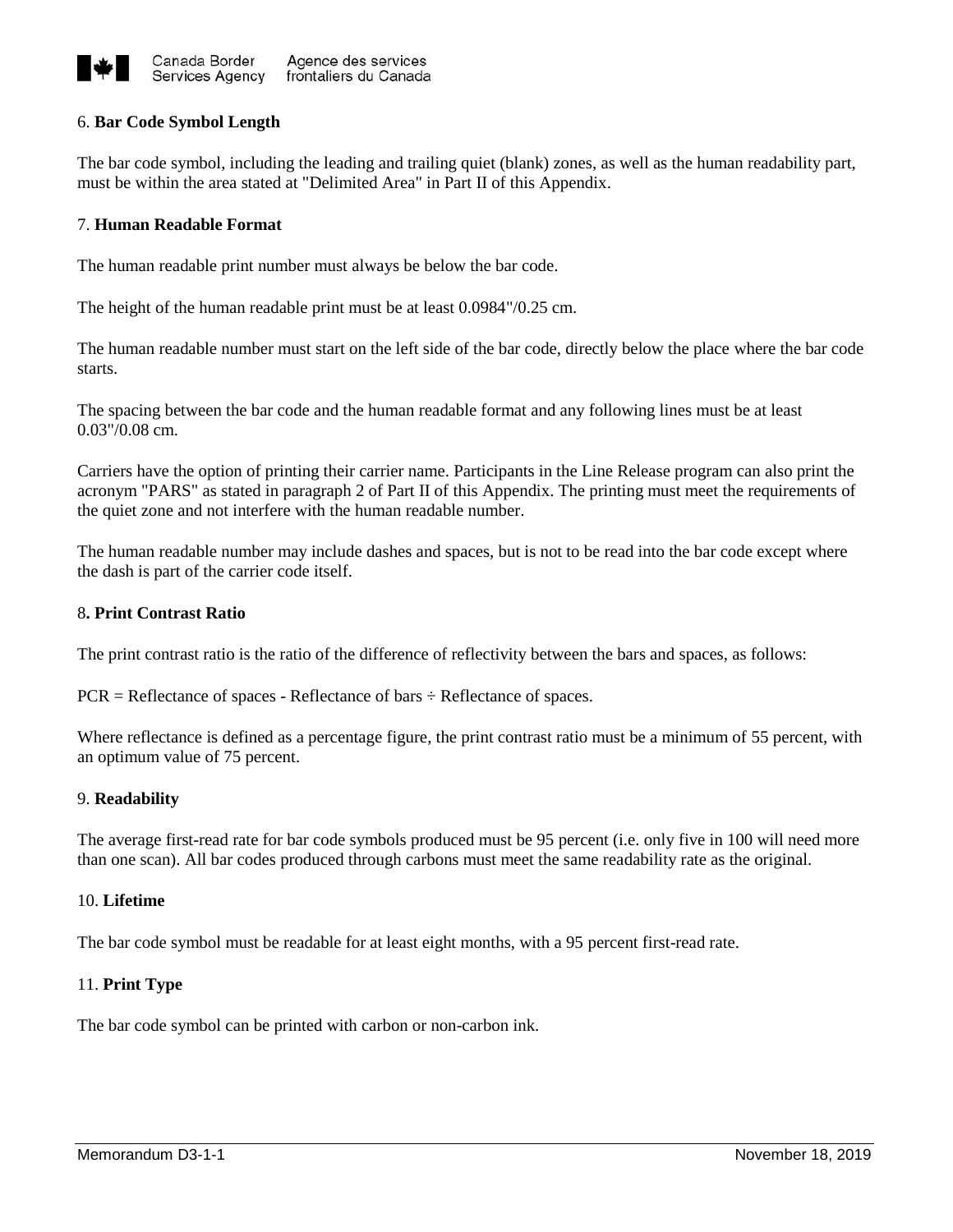### 6. **Bar Code Symbol Length**

The bar code symbol, including the leading and trailing quiet (blank) zones, as well as the human readability part, must be within the area stated at "Delimited Area" in Part II of this Appendix.

### 7. **Human Readable Format**

The human readable print number must always be below the bar code.

The height of the human readable print must be at least 0.0984"/0.25 cm.

The human readable number must start on the left side of the bar code, directly below the place where the bar code starts.

The spacing between the bar code and the human readable format and any following lines must be at least 0.03"/0.08 cm.

Carriers have the option of printing their carrier name. Participants in the Line Release program can also print the acronym "PARS" as stated in paragraph 2 of Part II of this Appendix. The printing must meet the requirements of the quiet zone and not interfere with the human readable number.

The human readable number may include dashes and spaces, but is not to be read into the bar code except where the dash is part of the carrier code itself.

### 8**. Print Contrast Ratio**

The print contrast ratio is the ratio of the difference of reflectivity between the bars and spaces, as follows:

PCR = Reflectance of spaces - Reflectance of bars ÷ Reflectance of spaces.

Where reflectance is defined as a percentage figure, the print contrast ratio must be a minimum of 55 percent, with an optimum value of 75 percent.

### 9. **Readability**

The average first-read rate for bar code symbols produced must be 95 percent (i.e. only five in 100 will need more than one scan). All bar codes produced through carbons must meet the same readability rate as the original.

### 10. **Lifetime**

The bar code symbol must be readable for at least eight months, with a 95 percent first-read rate.

### 11. **Print Type**

The bar code symbol can be printed with carbon or non-carbon ink.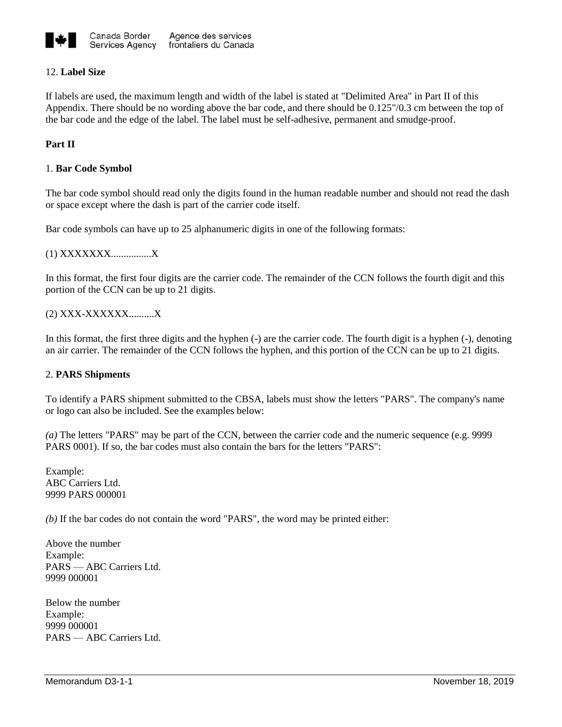12. **Label Size**

If labels are used, the maximum length and width of the label is stated at "Delimited Area" in Part II of this Appendix. There should be no wording above the bar code, and there should be 0.125"/0.3 cm between the top of the bar code and the edge of the label. The label must be self-adhesive, permanent and smudge-proof.

**Part II**

1. **Bar Code Symbol**

The bar code symbol should read only the digits found in the human readable number and should not read the dash or space except where the dash is part of the carrier code itself.

Bar code symbols can have up to 25 alphanumeric digits in one of the following formats:

(1) XXXXXXX................X

In this format, the first four digits are the carrier code. The remainder of the CCN follows the fourth digit and this portion of the CCN can be up to 21 digits.

(2) XXX-XXXXXX..........X

In this format, the first three digits and the hyphen (-) are the carrier code. The fourth digit is a hyphen (-), denoting an air carrier. The remainder of the CCN follows the hyphen, and this portion of the CCN can be up to 21 digits.

2. **PARS Shipments**

To identify a PARS shipment submitted to the CBSA, labels must show the letters "PARS". The company's name or logo can also be included. See the examples below:

*(a)* The letters "PARS" may be part of the CCN, between the carrier code and the numeric sequence (e.g. 9999 PARS 0001). If so, the bar codes must also contain the bars for the letters "PARS":

Example:
ABC Carriers Ltd.
9999 PARS 000001

*(b)* If the bar codes do not contain the word "PARS", the word may be printed either:

Above the number
Example:
PARS — ABC Carriers Ltd.
9999 000001

Below the number
Example:
9999 000001
PARS — ABC Carriers Ltd.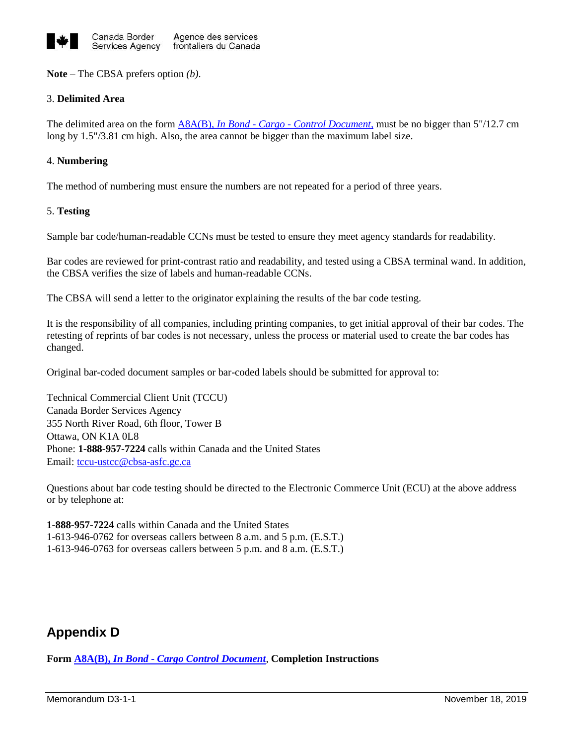**Note** – The CBSA prefers option *(b)*.

3. **Delimited Area**

The delimited area on the form [A8A(B), *In Bond - Cargo - Control Document*,] must be no bigger than 5"/12.7 cm long by 1.5"/3.81 cm high. Also, the area cannot be bigger than the maximum label size.

4. **Numbering**

The method of numbering must ensure the numbers are not repeated for a period of three years.

5. **Testing**

Sample bar code/human-readable CCNs must be tested to ensure they meet agency standards for readability.

Bar codes are reviewed for print-contrast ratio and readability, and tested using a CBSA terminal wand. In addition, the CBSA verifies the size of labels and human-readable CCNs.

The CBSA will send a letter to the originator explaining the results of the bar code testing.

It is the responsibility of all companies, including printing companies, to get initial approval of their bar codes. The retesting of reprints of bar codes is not necessary, unless the process or material used to create the bar codes has changed.

Original bar-coded document samples or bar-coded labels should be submitted for approval to:

Technical Commercial Client Unit (TCCU)
Canada Border Services Agency
355 North River Road, 6th floor, Tower B
Ottawa, ON K1A 0L8
Phone: **1-888-957-7224** calls within Canada and the United States
Email: tccu-ustcc@cbsa-asfc.gc.ca

Questions about bar code testing should be directed to the Electronic Commerce Unit (ECU) at the above address or by telephone at:

**1-888-957-7224** calls within Canada and the United States
1-613-946-0762 for overseas callers between 8 a.m. and 5 p.m. (E.S.T.)
1-613-946-0763 for overseas callers between 5 p.m. and 8 a.m. (E.S.T.)

## Appendix D

**Form A8A(B), *In Bond - Cargo Control Document*, Completion Instructions**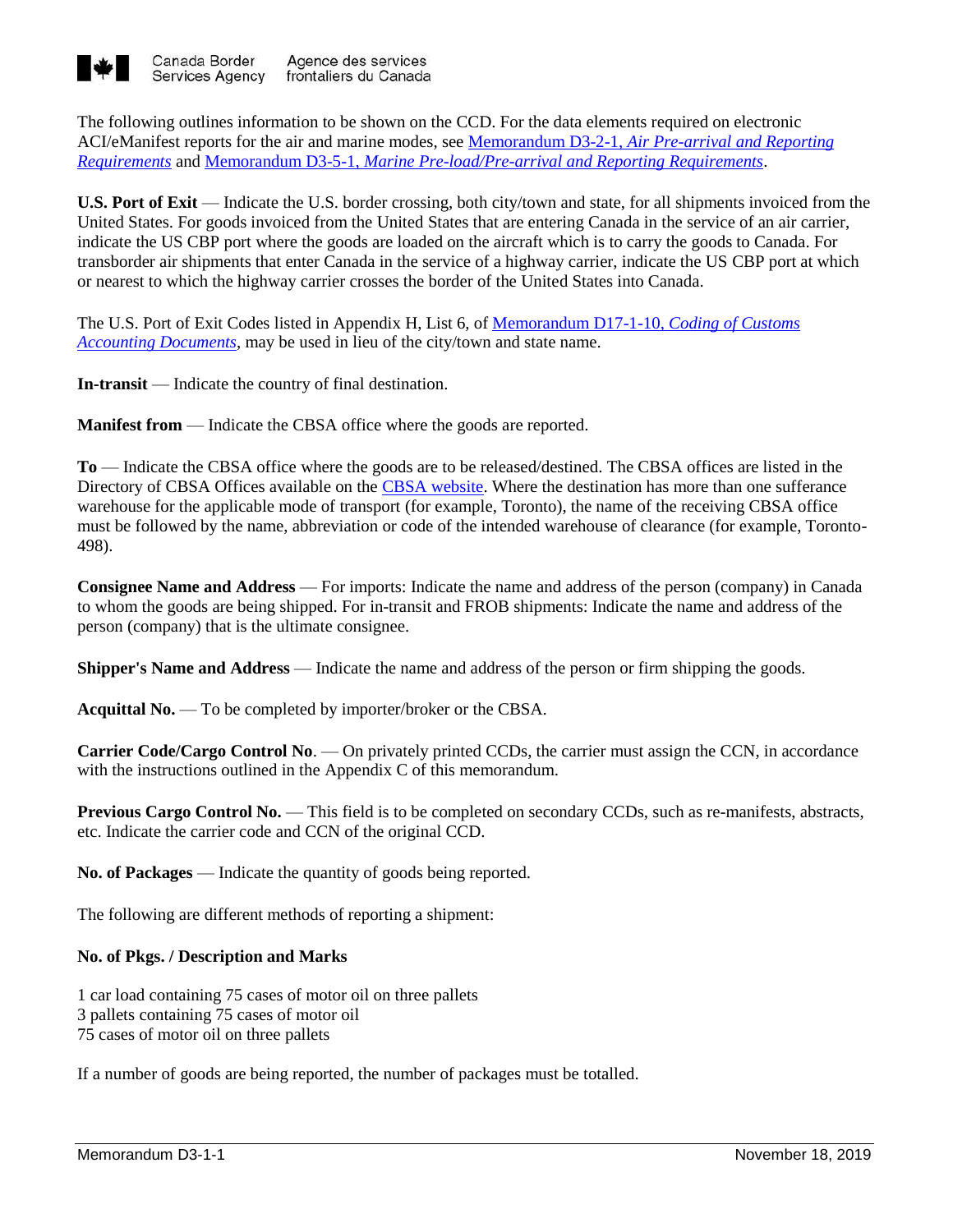The following outlines information to be shown on the CCD. For the data elements required on electronic ACI/eManifest reports for the air and marine modes, see [Memorandum D3-2-1, *Air Pre-arrival and Reporting Requirements*] and [Memorandum D3-5-1, *Marine Pre-load/Pre-arrival and Reporting Requirements*].

**U.S. Port of Exit** — Indicate the U.S. border crossing, both city/town and state, for all shipments invoiced from the United States. For goods invoiced from the United States that are entering Canada in the service of an air carrier, indicate the US CBP port where the goods are loaded on the aircraft which is to carry the goods to Canada. For transborder air shipments that enter Canada in the service of a highway carrier, indicate the US CBP port at which or nearest to which the highway carrier crosses the border of the United States into Canada.

The U.S. Port of Exit Codes listed in Appendix H, List 6, of [Memorandum D17-1-10, *Coding of Customs Accounting Documents*], may be used in lieu of the city/town and state name.

**In-transit** — Indicate the country of final destination.

**Manifest from** — Indicate the CBSA office where the goods are reported.

**To** — Indicate the CBSA office where the goods are to be released/destined. The CBSA offices are listed in the Directory of CBSA Offices available on the [CBSA website]. Where the destination has more than one sufferance warehouse for the applicable mode of transport (for example, Toronto), the name of the receiving CBSA office must be followed by the name, abbreviation or code of the intended warehouse of clearance (for example, Toronto-498).

**Consignee Name and Address** — For imports: Indicate the name and address of the person (company) in Canada to whom the goods are being shipped. For in-transit and FROB shipments: Indicate the name and address of the person (company) that is the ultimate consignee.

**Shipper's Name and Address** — Indicate the name and address of the person or firm shipping the goods.

**Acquittal No.** — To be completed by importer/broker or the CBSA.

**Carrier Code/Cargo Control No**. — On privately printed CCDs, the carrier must assign the CCN, in accordance with the instructions outlined in the Appendix C of this memorandum.

**Previous Cargo Control No.** — This field is to be completed on secondary CCDs, such as re-manifests, abstracts, etc. Indicate the carrier code and CCN of the original CCD.

**No. of Packages** — Indicate the quantity of goods being reported.

The following are different methods of reporting a shipment:

**No. of Pkgs. / Description and Marks**

1 car load containing 75 cases of motor oil on three pallets
3 pallets containing 75 cases of motor oil
75 cases of motor oil on three pallets

If a number of goods are being reported, the number of packages must be totalled.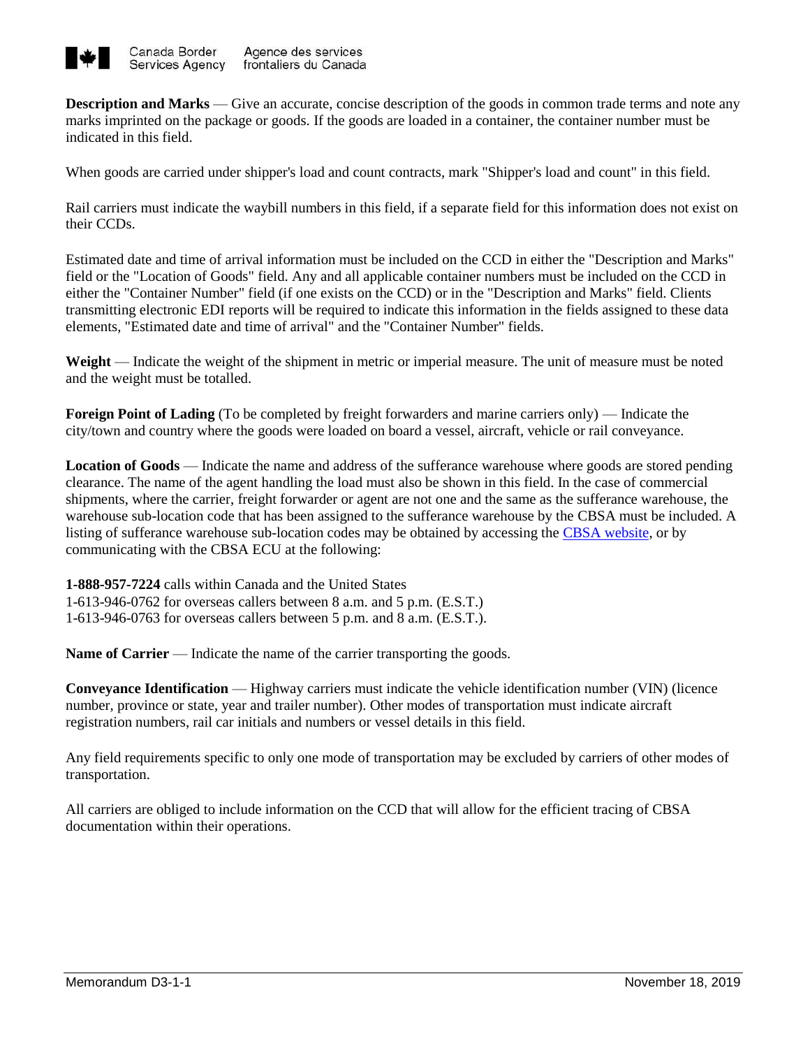**Description and Marks** — Give an accurate, concise description of the goods in common trade terms and note any marks imprinted on the package or goods. If the goods are loaded in a container, the container number must be indicated in this field.

When goods are carried under shipper's load and count contracts, mark "Shipper's load and count" in this field.

Rail carriers must indicate the waybill numbers in this field, if a separate field for this information does not exist on their CCDs.

Estimated date and time of arrival information must be included on the CCD in either the "Description and Marks" field or the "Location of Goods" field. Any and all applicable container numbers must be included on the CCD in either the "Container Number" field (if one exists on the CCD) or in the "Description and Marks" field. Clients transmitting electronic EDI reports will be required to indicate this information in the fields assigned to these data elements, "Estimated date and time of arrival" and the "Container Number" fields.

**Weight** — Indicate the weight of the shipment in metric or imperial measure. The unit of measure must be noted and the weight must be totalled.

**Foreign Point of Lading** (To be completed by freight forwarders and marine carriers only) — Indicate the city/town and country where the goods were loaded on board a vessel, aircraft, vehicle or rail conveyance.

**Location of Goods** — Indicate the name and address of the sufferance warehouse where goods are stored pending clearance. The name of the agent handling the load must also be shown in this field. In the case of commercial shipments, where the carrier, freight forwarder or agent are not one and the same as the sufferance warehouse, the warehouse sub-location code that has been assigned to the sufferance warehouse by the CBSA must be included. A listing of sufferance warehouse sub-location codes may be obtained by accessing the CBSA website, or by communicating with the CBSA ECU at the following:

**1-888-957-7224** calls within Canada and the United States
1-613-946-0762 for overseas callers between 8 a.m. and 5 p.m. (E.S.T.)
1-613-946-0763 for overseas callers between 5 p.m. and 8 a.m. (E.S.T.).

**Name of Carrier** — Indicate the name of the carrier transporting the goods.

**Conveyance Identification** — Highway carriers must indicate the vehicle identification number (VIN) (licence number, province or state, year and trailer number). Other modes of transportation must indicate aircraft registration numbers, rail car initials and numbers or vessel details in this field.

Any field requirements specific to only one mode of transportation may be excluded by carriers of other modes of transportation.

All carriers are obliged to include information on the CCD that will allow for the efficient tracing of CBSA documentation within their operations.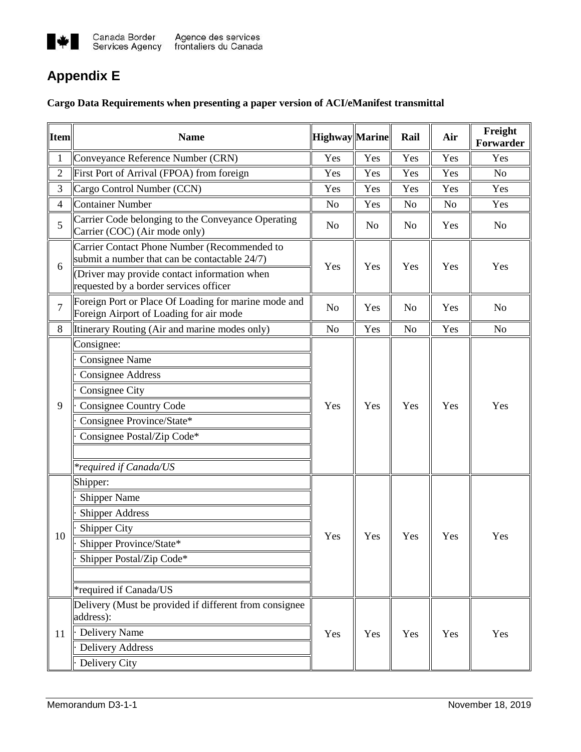# Appendix E

**Cargo Data Requirements when presenting a paper version of ACI/eManifest transmittal**

| Item | Name | Highway | Marine | Rail | Air | Freight Forwarder |
|---|---|---|---|---|---|---|
| 1 | Conveyance Reference Number (CRN) | Yes | Yes | Yes | Yes | Yes |
| 2 | First Port of Arrival (FPOA) from foreign | Yes | Yes | Yes | Yes | No |
| 3 | Cargo Control Number (CCN) | Yes | Yes | Yes | Yes | Yes |
| 4 | Container Number | No | Yes | No | No | Yes |
| 5 | Carrier Code belonging to the Conveyance Operating Carrier (COC) (Air mode only) | No | No | No | Yes | No |
| 6 | Carrier Contact Phone Number (Recommended to submit a number that can be contactable 24/7)<br>(Driver may provide contact information when requested by a border services officer | Yes | Yes | Yes | Yes | Yes |
| 7 | Foreign Port or Place Of Loading for marine mode and Foreign Airport of Loading for air mode | No | Yes | No | Yes | No |
| 8 | Itinerary Routing (Air and marine modes only) | No | Yes | No | Yes | No |
| 9 | Consignee:<br>· Consignee Name<br>· Consignee Address<br>· Consignee City<br>· Consignee Country Code<br>· Consignee Province/State*<br>· Consignee Postal/Zip Code*<br><br>*\*required if Canada/US* | Yes | Yes | Yes | Yes | Yes |
| 10 | Shipper:<br>· Shipper Name<br>· Shipper Address<br>· Shipper City<br>· Shipper Province/State*<br>· Shipper Postal/Zip Code*<br><br>*required if Canada/US | Yes | Yes | Yes | Yes | Yes |
| 11 | Delivery (Must be provided if different from consignee address):<br>· Delivery Name<br>· Delivery Address<br>· Delivery City | Yes | Yes | Yes | Yes | Yes |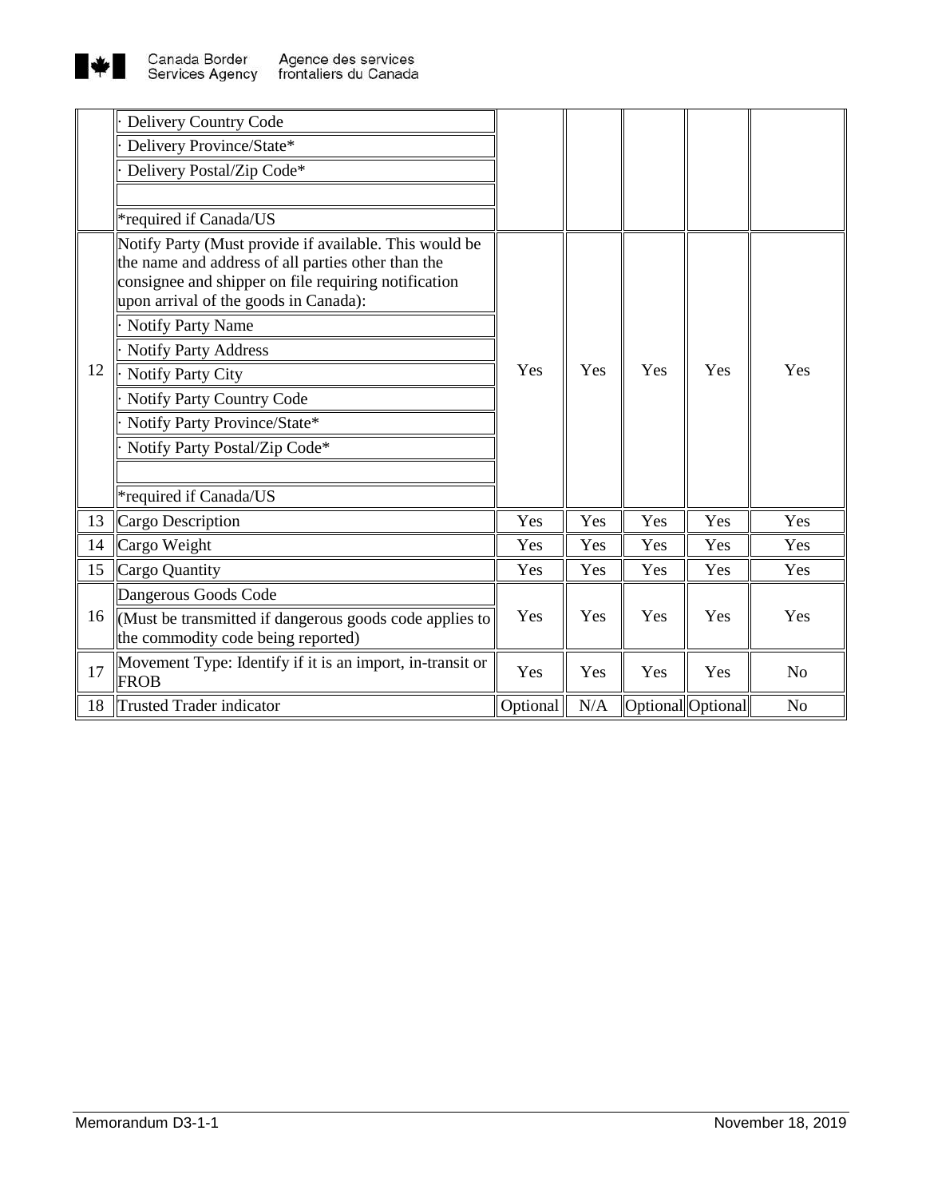| | | | | | | |
|---|---|---|---|---|---|---|
| | · Delivery Country Code<br>· Delivery Province/State*<br>· Delivery Postal/Zip Code*<br><br>*required if Canada/US | | | | | |
| 12 | Notify Party (Must provide if available. This would be the name and address of all parties other than the consignee and shipper on file requiring notification upon arrival of the goods in Canada):<br>· Notify Party Name<br>· Notify Party Address<br>· Notify Party City<br>· Notify Party Country Code<br>· Notify Party Province/State*<br>· Notify Party Postal/Zip Code*<br><br>*required if Canada/US | Yes | Yes | Yes | Yes | Yes |
| 13 | Cargo Description | Yes | Yes | Yes | Yes | Yes |
| 14 | Cargo Weight | Yes | Yes | Yes | Yes | Yes |
| 15 | Cargo Quantity | Yes | Yes | Yes | Yes | Yes |
| 16 | Dangerous Goods Code<br>(Must be transmitted if dangerous goods code applies to the commodity code being reported) | Yes | Yes | Yes | Yes | Yes |
| 17 | Movement Type: Identify if it is an import, in-transit or FROB | Yes | Yes | Yes | Yes | No |
| 18 | Trusted Trader indicator | Optional | N/A | Optional | Optional | No |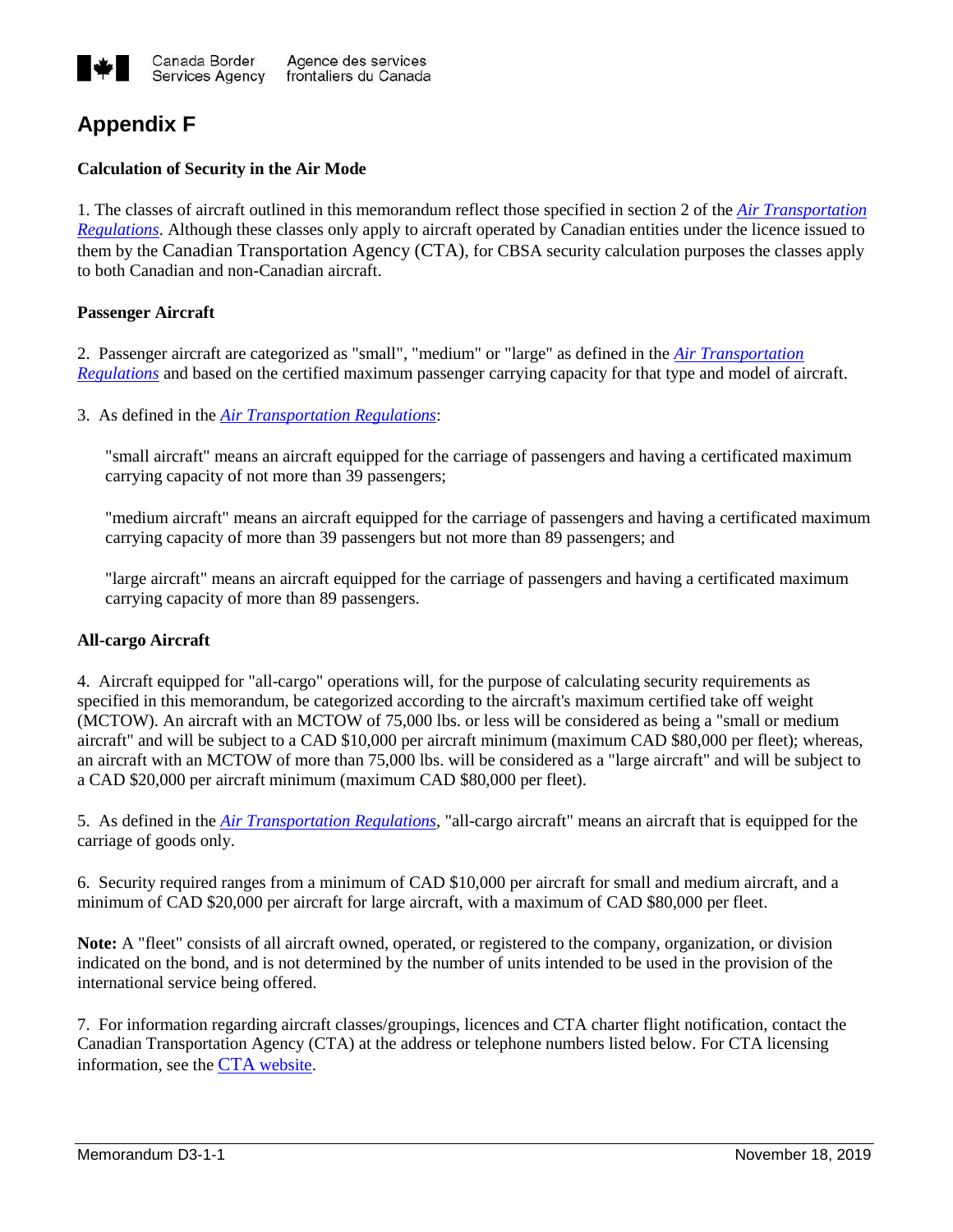# Appendix F

**Calculation of Security in the Air Mode**

1. The classes of aircraft outlined in this memorandum reflect those specified in section 2 of the *Air Transportation Regulations*. Although these classes only apply to aircraft operated by Canadian entities under the licence issued to them by the Canadian Transportation Agency (CTA), for CBSA security calculation purposes the classes apply to both Canadian and non-Canadian aircraft.

**Passenger Aircraft**

2. Passenger aircraft are categorized as "small", "medium" or "large" as defined in the *Air Transportation Regulations* and based on the certified maximum passenger carrying capacity for that type and model of aircraft.

3. As defined in the *Air Transportation Regulations*:

> "small aircraft" means an aircraft equipped for the carriage of passengers and having a certificated maximum carrying capacity of not more than 39 passengers;
>
> "medium aircraft" means an aircraft equipped for the carriage of passengers and having a certificated maximum carrying capacity of more than 39 passengers but not more than 89 passengers; and
>
> "large aircraft" means an aircraft equipped for the carriage of passengers and having a certificated maximum carrying capacity of more than 89 passengers.

**All-cargo Aircraft**

4. Aircraft equipped for "all-cargo" operations will, for the purpose of calculating security requirements as specified in this memorandum, be categorized according to the aircraft's maximum certified take off weight (MCTOW). An aircraft with an MCTOW of 75,000 lbs. or less will be considered as being a "small or medium aircraft" and will be subject to a CAD $10,000 per aircraft minimum (maximum CAD $80,000 per fleet); whereas, an aircraft with an MCTOW of more than 75,000 lbs. will be considered as a "large aircraft" and will be subject to a CAD $20,000 per aircraft minimum (maximum CAD $80,000 per fleet).

5. As defined in the *Air Transportation Regulations*, "all-cargo aircraft" means an aircraft that is equipped for the carriage of goods only.

6. Security required ranges from a minimum of CAD $10,000 per aircraft for small and medium aircraft, and a minimum of CAD $20,000 per aircraft for large aircraft, with a maximum of CAD $80,000 per fleet.

**Note:** A "fleet" consists of all aircraft owned, operated, or registered to the company, organization, or division indicated on the bond, and is not determined by the number of units intended to be used in the provision of the international service being offered.

7. For information regarding aircraft classes/groupings, licences and CTA charter flight notification, contact the Canadian Transportation Agency (CTA) at the address or telephone numbers listed below. For CTA licensing information, see the CTA website.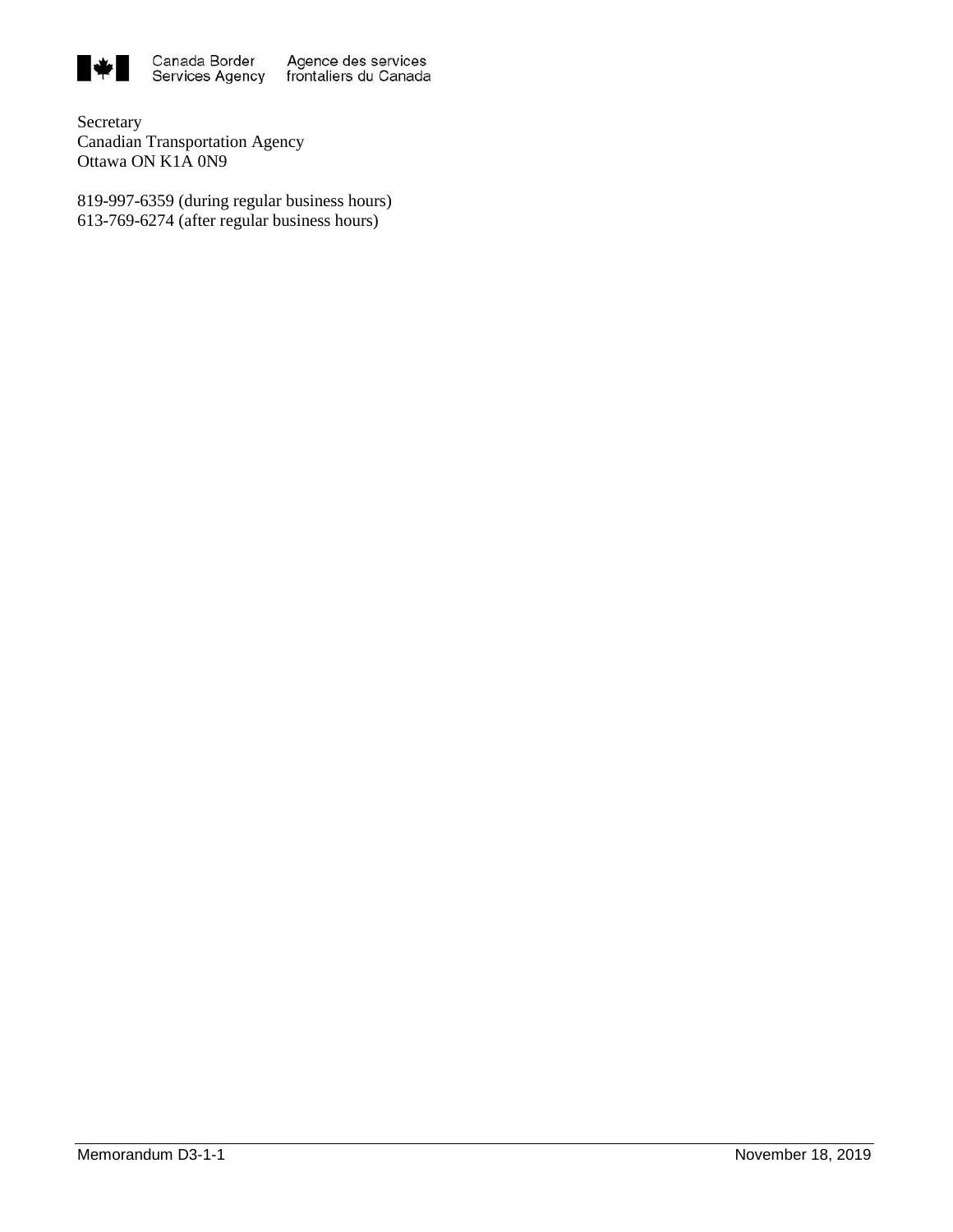Secretary
Canadian Transportation Agency
Ottawa ON K1A 0N9

819-997-6359 (during regular business hours)
613-769-6274 (after regular business hours)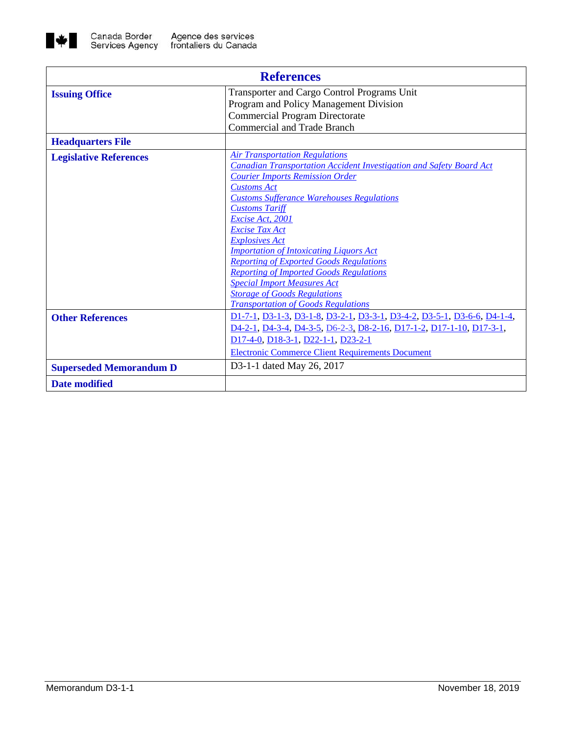| References | |
|---|---|
| **Issuing Office** | Transporter and Cargo Control Programs Unit<br>Program and Policy Management Division<br>Commercial Program Directorate<br>Commercial and Trade Branch |
| **Headquarters File** | |
| **Legislative References** | *Air Transportation Regulations*<br>*Canadian Transportation Accident Investigation and Safety Board Act*<br>*Courier Imports Remission Order*<br>*Customs Act*<br>*Customs Sufferance Warehouses Regulations*<br>*Customs Tariff*<br>*Excise Act, 2001*<br>*Excise Tax Act*<br>*Explosives Act*<br>*Importation of Intoxicating Liquors Act*<br>*Reporting of Exported Goods Regulations*<br>*Reporting of Imported Goods Regulations*<br>*Special Import Measures Act*<br>*Storage of Goods Regulations*<br>*Transportation of Goods Regulations* |
| **Other References** | D1-7-1, D3-1-3, D3-1-8, D3-2-1, D3-3-1, D3-4-2, D3-5-1, D3-6-6, D4-1-4, D4-2-1, D4-3-4, D4-3-5, D6-2-3, D8-2-16, D17-1-2, D17-1-10, D17-3-1, D17-4-0, D18-3-1, D22-1-1, D23-2-1<br>Electronic Commerce Client Requirements Document |
| **Superseded Memorandum D** | D3-1-1 dated May 26, 2017 |
| **Date modified** | |